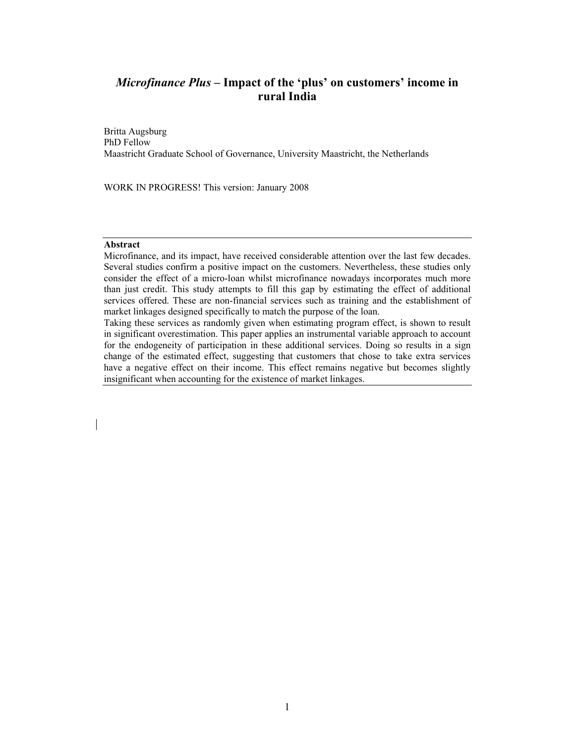# *Microfinance Plus* – Impact of the 'plus' on customers' income in rural India

Britta Augsburg
PhD Fellow
Maastricht Graduate School of Governance, University Maastricht, the Netherlands

WORK IN PROGRESS! This version: January 2008

**Abstract**

Microfinance, and its impact, have received considerable attention over the last few decades. Several studies confirm a positive impact on the customers. Nevertheless, these studies only consider the effect of a micro-loan whilst microfinance nowadays incorporates much more than just credit. This study attempts to fill this gap by estimating the effect of additional services offered. These are non-financial services such as training and the establishment of market linkages designed specifically to match the purpose of the loan.

Taking these services as randomly given when estimating program effect, is shown to result in significant overestimation. This paper applies an instrumental variable approach to account for the endogeneity of participation in these additional services. Doing so results in a sign change of the estimated effect, suggesting that customers that chose to take extra services have a negative effect on their income. This effect remains negative but becomes slightly insignificant when accounting for the existence of market linkages.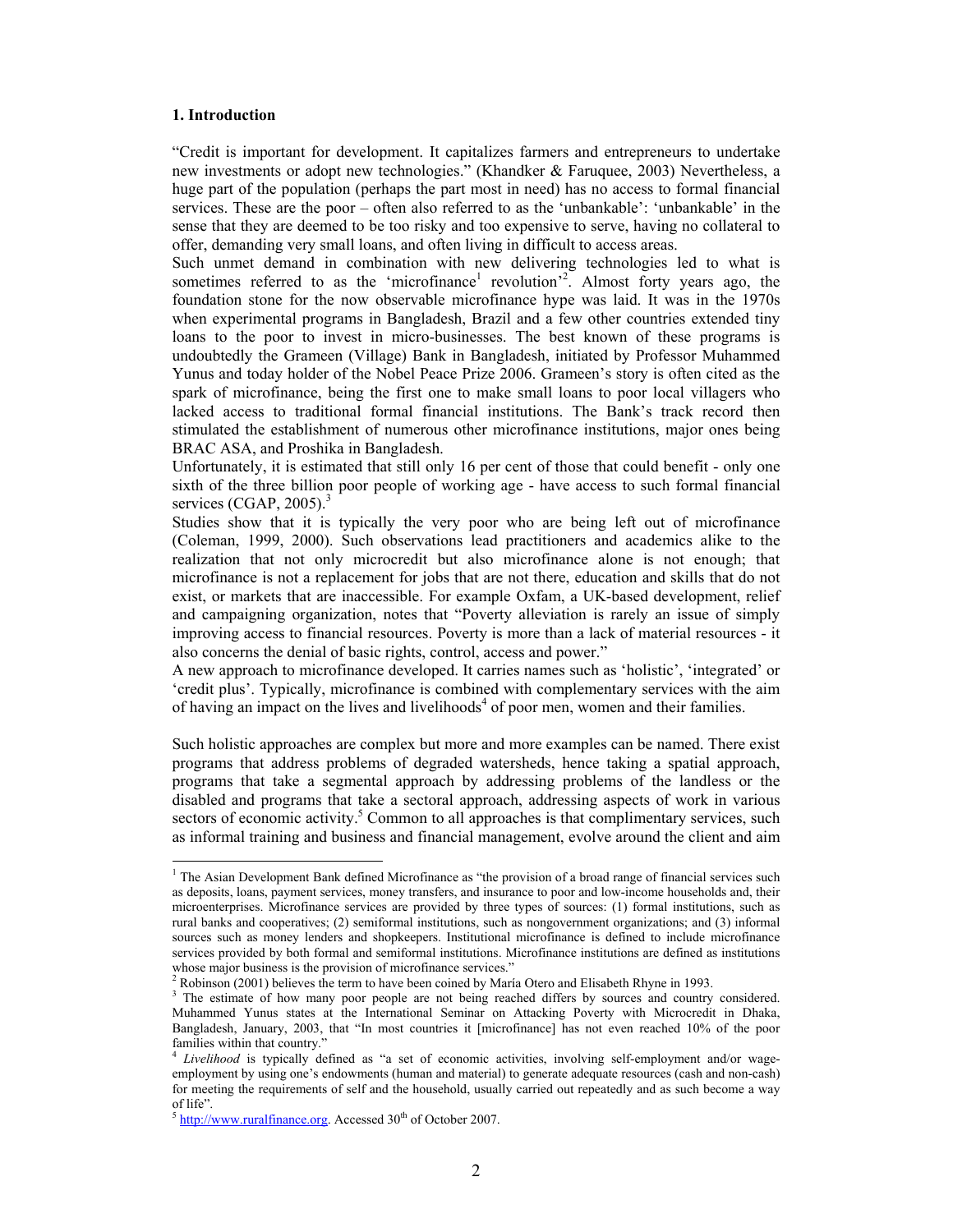## 1. Introduction

"Credit is important for development. It capitalizes farmers and entrepreneurs to undertake new investments or adopt new technologies." (Khandker & Faruquee, 2003) Nevertheless, a huge part of the population (perhaps the part most in need) has no access to formal financial services. These are the poor – often also referred to as the 'unbankable': 'unbankable' in the sense that they are deemed to be too risky and too expensive to serve, having no collateral to offer, demanding very small loans, and often living in difficult to access areas.

Such unmet demand in combination with new delivering technologies led to what is sometimes referred to as the 'microfinance[1] revolution'[2]. Almost forty years ago, the foundation stone for the now observable microfinance hype was laid. It was in the 1970s when experimental programs in Bangladesh, Brazil and a few other countries extended tiny loans to the poor to invest in micro-businesses. The best known of these programs is undoubtedly the Grameen (Village) Bank in Bangladesh, initiated by Professor Muhammed Yunus and today holder of the Nobel Peace Prize 2006. Grameen's story is often cited as the spark of microfinance, being the first one to make small loans to poor local villagers who lacked access to traditional formal financial institutions. The Bank's track record then stimulated the establishment of numerous other microfinance institutions, major ones being BRAC ASA, and Proshika in Bangladesh.

Unfortunately, it is estimated that still only 16 per cent of those that could benefit - only one sixth of the three billion poor people of working age - have access to such formal financial services (CGAP, 2005).[3]

Studies show that it is typically the very poor who are being left out of microfinance (Coleman, 1999, 2000). Such observations lead practitioners and academics alike to the realization that not only microcredit but also microfinance alone is not enough; that microfinance is not a replacement for jobs that are not there, education and skills that do not exist, or markets that are inaccessible. For example Oxfam, a UK-based development, relief and campaigning organization, notes that "Poverty alleviation is rarely an issue of simply improving access to financial resources. Poverty is more than a lack of material resources - it also concerns the denial of basic rights, control, access and power."

A new approach to microfinance developed. It carries names such as 'holistic', 'integrated' or 'credit plus'. Typically, microfinance is combined with complementary services with the aim of having an impact on the lives and livelihoods[4] of poor men, women and their families.

Such holistic approaches are complex but more and more examples can be named. There exist programs that address problems of degraded watersheds, hence taking a spatial approach, programs that take a segmental approach by addressing problems of the landless or the disabled and programs that take a sectoral approach, addressing aspects of work in various sectors of economic activity.[5] Common to all approaches is that complimentary services, such as informal training and business and financial management, evolve around the client and aim

---

[1] The Asian Development Bank defined Microfinance as "the provision of a broad range of financial services such as deposits, loans, payment services, money transfers, and insurance to poor and low-income households and, their microenterprises. Microfinance services are provided by three types of sources: (1) formal institutions, such as rural banks and cooperatives; (2) semiformal institutions, such as nongovernment organizations; and (3) informal sources such as money lenders and shopkeepers. Institutional microfinance is defined to include microfinance services provided by both formal and semiformal institutions. Microfinance institutions are defined as institutions whose major business is the provision of microfinance services."

[2] Robinson (2001) believes the term to have been coined by María Otero and Elisabeth Rhyne in 1993.

[3] The estimate of how many poor people are not being reached differs by sources and country considered. Muhammed Yunus states at the International Seminar on Attacking Poverty with Microcredit in Dhaka, Bangladesh, January, 2003, that "In most countries it [microfinance] has not even reached 10% of the poor families within that country."

[4] *Livelihood* is typically defined as "a set of economic activities, involving self-employment and/or wage-employment by using one's endowments (human and material) to generate adequate resources (cash and non-cash) for meeting the requirements of self and the household, usually carried out repeatedly and as such become a way of life".

[5] http://www.ruralfinance.org. Accessed 30th of October 2007.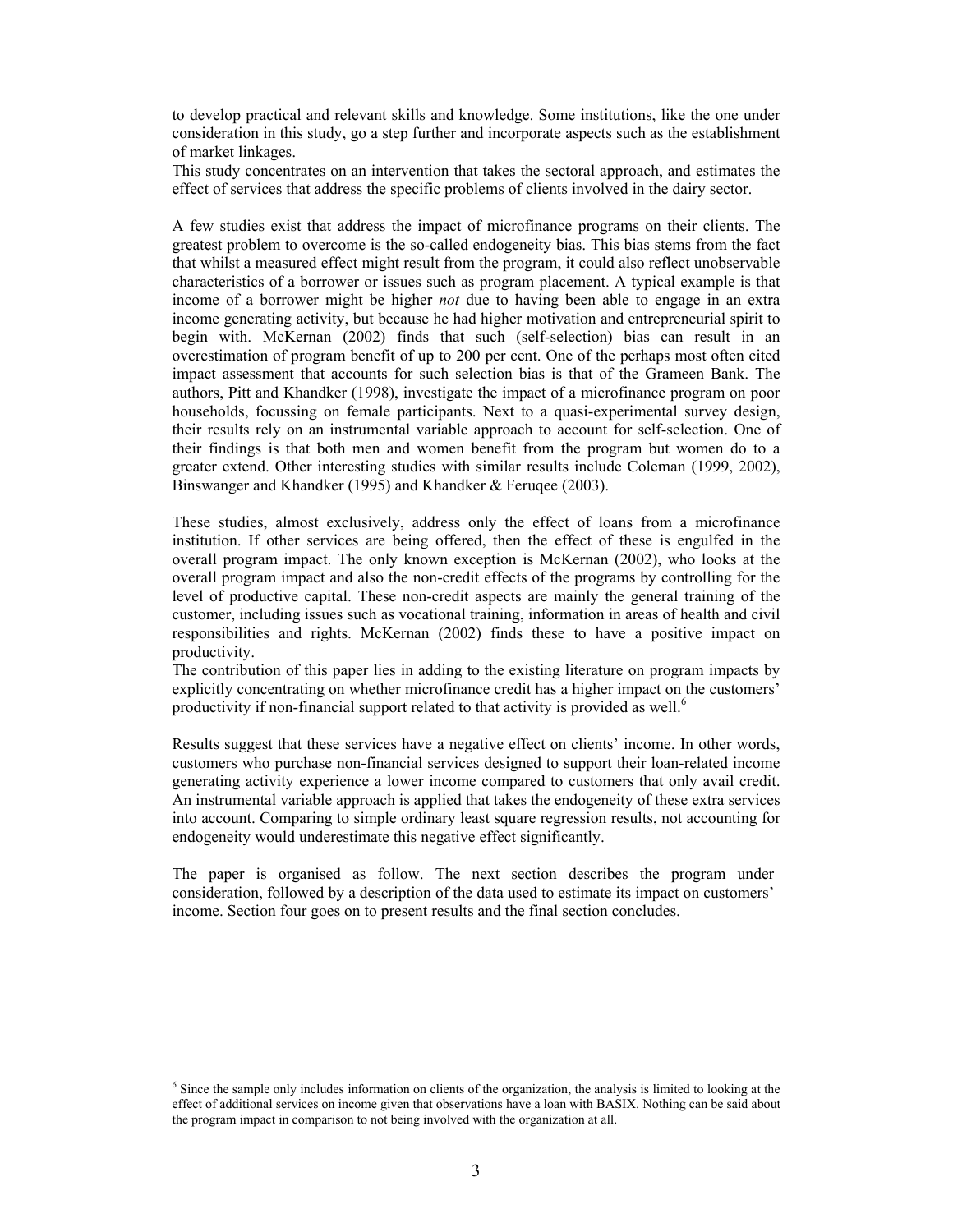to develop practical and relevant skills and knowledge. Some institutions, like the one under consideration in this study, go a step further and incorporate aspects such as the establishment of market linkages.
This study concentrates on an intervention that takes the sectoral approach, and estimates the effect of services that address the specific problems of clients involved in the dairy sector.

A few studies exist that address the impact of microfinance programs on their clients. The greatest problem to overcome is the so-called endogeneity bias. This bias stems from the fact that whilst a measured effect might result from the program, it could also reflect unobservable characteristics of a borrower or issues such as program placement. A typical example is that income of a borrower might be higher *not* due to having been able to engage in an extra income generating activity, but because he had higher motivation and entrepreneurial spirit to begin with. McKernan (2002) finds that such (self-selection) bias can result in an overestimation of program benefit of up to 200 per cent. One of the perhaps most often cited impact assessment that accounts for such selection bias is that of the Grameen Bank. The authors, Pitt and Khandker (1998), investigate the impact of a microfinance program on poor households, focussing on female participants. Next to a quasi-experimental survey design, their results rely on an instrumental variable approach to account for self-selection. One of their findings is that both men and women benefit from the program but women do to a greater extend. Other interesting studies with similar results include Coleman (1999, 2002), Binswanger and Khandker (1995) and Khandker & Feruqee (2003).

These studies, almost exclusively, address only the effect of loans from a microfinance institution. If other services are being offered, then the effect of these is engulfed in the overall program impact. The only known exception is McKernan (2002), who looks at the overall program impact and also the non-credit effects of the programs by controlling for the level of productive capital. These non-credit aspects are mainly the general training of the customer, including issues such as vocational training, information in areas of health and civil responsibilities and rights. McKernan (2002) finds these to have a positive impact on productivity.
The contribution of this paper lies in adding to the existing literature on program impacts by explicitly concentrating on whether microfinance credit has a higher impact on the customers' productivity if non-financial support related to that activity is provided as well.[6]

Results suggest that these services have a negative effect on clients' income. In other words, customers who purchase non-financial services designed to support their loan-related income generating activity experience a lower income compared to customers that only avail credit. An instrumental variable approach is applied that takes the endogeneity of these extra services into account. Comparing to simple ordinary least square regression results, not accounting for endogeneity would underestimate this negative effect significantly.

The paper is organised as follow. The next section describes the program under consideration, followed by a description of the data used to estimate its impact on customers' income. Section four goes on to present results and the final section concludes.

[6] Since the sample only includes information on clients of the organization, the analysis is limited to looking at the effect of additional services on income given that observations have a loan with BASIX. Nothing can be said about the program impact in comparison to not being involved with the organization at all.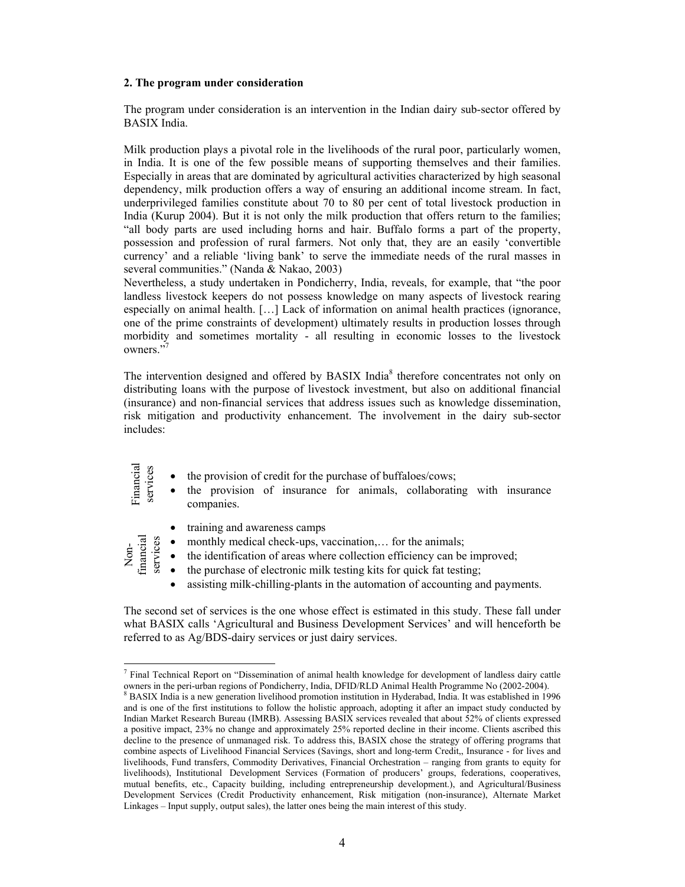### 2. The program under consideration

The program under consideration is an intervention in the Indian dairy sub-sector offered by BASIX India.

Milk production plays a pivotal role in the livelihoods of the rural poor, particularly women, in India. It is one of the few possible means of supporting themselves and their families. Especially in areas that are dominated by agricultural activities characterized by high seasonal dependency, milk production offers a way of ensuring an additional income stream. In fact, underprivileged families constitute about 70 to 80 per cent of total livestock production in India (Kurup 2004). But it is not only the milk production that offers return to the families; "all body parts are used including horns and hair. Buffalo forms a part of the property, possession and profession of rural farmers. Not only that, they are an easily 'convertible currency' and a reliable 'living bank' to serve the immediate needs of the rural masses in several communities." (Nanda & Nakao, 2003)

Nevertheless, a study undertaken in Pondicherry, India, reveals, for example, that "the poor landless livestock keepers do not possess knowledge on many aspects of livestock rearing especially on animal health. […] Lack of information on animal health practices (ignorance, one of the prime constraints of development) ultimately results in production losses through morbidity and sometimes mortality - all resulting in economic losses to the livestock owners."[7]

The intervention designed and offered by BASIX India[8] therefore concentrates not only on distributing loans with the purpose of livestock investment, but also on additional financial (insurance) and non-financial services that address issues such as knowledge dissemination, risk mitigation and productivity enhancement. The involvement in the dairy sub-sector includes:

Financial services
- the provision of credit for the purchase of buffaloes/cows;
- the provision of insurance for animals, collaborating with insurance companies.

Non-financial services
- training and awareness camps
- monthly medical check-ups, vaccination,… for the animals;
- the identification of areas where collection efficiency can be improved;
- the purchase of electronic milk testing kits for quick fat testing;
- assisting milk-chilling-plants in the automation of accounting and payments.

The second set of services is the one whose effect is estimated in this study. These fall under what BASIX calls 'Agricultural and Business Development Services' and will henceforth be referred to as Ag/BDS-dairy services or just dairy services.

---

[7] Final Technical Report on "Dissemination of animal health knowledge for development of landless dairy cattle owners in the peri-urban regions of Pondicherry, India, DFID/RLD Animal Health Programme No (2002-2004).

[8] BASIX India is a new generation livelihood promotion institution in Hyderabad, India. It was established in 1996 and is one of the first institutions to follow the holistic approach, adopting it after an impact study conducted by Indian Market Research Bureau (IMRB). Assessing BASIX services revealed that about 52% of clients expressed a positive impact, 23% no change and approximately 25% reported decline in their income. Clients ascribed this decline to the presence of unmanaged risk. To address this, BASIX chose the strategy of offering programs that combine aspects of Livelihood Financial Services (Savings, short and long-term Credit,, Insurance - for lives and livelihoods, Fund transfers, Commodity Derivatives, Financial Orchestration – ranging from grants to equity for livelihoods), Institutional Development Services (Formation of producers' groups, federations, cooperatives, mutual benefits, etc., Capacity building, including entrepreneurship development.), and Agricultural/Business Development Services (Credit Productivity enhancement, Risk mitigation (non-insurance), Alternate Market Linkages – Input supply, output sales), the latter ones being the main interest of this study.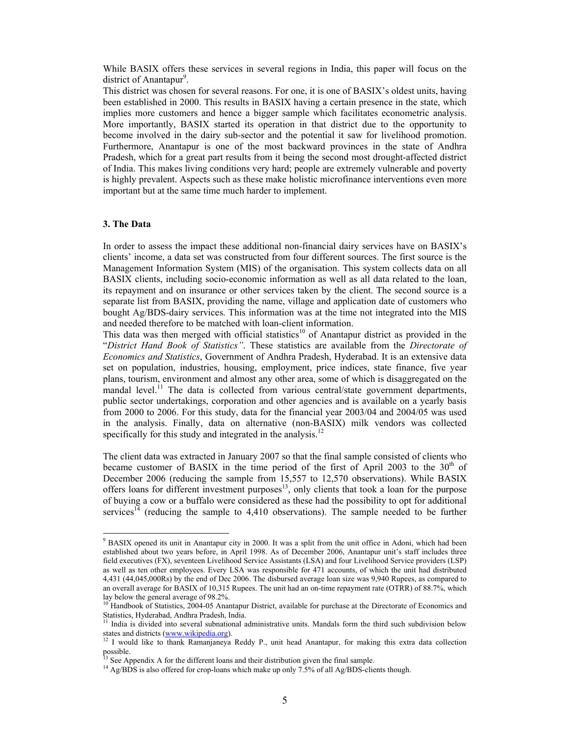While BASIX offers these services in several regions in India, this paper will focus on the district of Anantapur[9].

This district was chosen for several reasons. For one, it is one of BASIX's oldest units, having been established in 2000. This results in BASIX having a certain presence in the state, which implies more customers and hence a bigger sample which facilitates econometric analysis. More importantly, BASIX started its operation in that district due to the opportunity to become involved in the dairy sub-sector and the potential it saw for livelihood promotion. Furthermore, Anantapur is one of the most backward provinces in the state of Andhra Pradesh, which for a great part results from it being the second most drought-affected district of India. This makes living conditions very hard; people are extremely vulnerable and poverty is highly prevalent. Aspects such as these make holistic microfinance interventions even more important but at the same time much harder to implement.

### 3. The Data

In order to assess the impact these additional non-financial dairy services have on BASIX's clients' income, a data set was constructed from four different sources. The first source is the Management Information System (MIS) of the organisation. This system collects data on all BASIX clients, including socio-economic information as well as all data related to the loan, its repayment and on insurance or other services taken by the client. The second source is a separate list from BASIX, providing the name, village and application date of customers who bought Ag/BDS-dairy services. This information was at the time not integrated into the MIS and needed therefore to be matched with loan-client information.

This data was then merged with official statistics[10] of Anantapur district as provided in the "*District Hand Book of Statistics"*. These statistics are available from the *Directorate of Economics and Statistics*, Government of Andhra Pradesh, Hyderabad. It is an extensive data set on population, industries, housing, employment, price indices, state finance, five year plans, tourism, environment and almost any other area, some of which is disaggregated on the mandal level.[11] The data is collected from various central/state government departments, public sector undertakings, corporation and other agencies and is available on a yearly basis from 2000 to 2006. For this study, data for the financial year 2003/04 and 2004/05 was used in the analysis. Finally, data on alternative (non-BASIX) milk vendors was collected specifically for this study and integrated in the analysis.[12]

The client data was extracted in January 2007 so that the final sample consisted of clients who became customer of BASIX in the time period of the first of April 2003 to the 30th of December 2006 (reducing the sample from 15,557 to 12,570 observations). While BASIX offers loans for different investment purposes[13], only clients that took a loan for the purpose of buying a cow or a buffalo were considered as these had the possibility to opt for additional services[14] (reducing the sample to 4,410 observations). The sample needed to be further

---

[9] BASIX opened its unit in Anantapur city in 2000. It was a split from the unit office in Adoni, which had been established about two years before, in April 1998. As of December 2006, Anantapur unit's staff includes three field executives (FX), seventeen Livelihood Service Assistants (LSA) and four Livelihood Service providers (LSP) as well as ten other employees. Every LSA was responsible for 471 accounts, of which the unit had distributed 4,431 (44,045,000Rs) by the end of Dec 2006. The disbursed average loan size was 9,940 Rupees, as compared to an overall average for BASIX of 10,315 Rupees. The unit had an on-time repayment rate (OTRR) of 88.7%, which lay below the general average of 98.2%.

[10] Handbook of Statistics, 2004-05 Anantapur District, available for purchase at the Directorate of Economics and Statistics, Hyderabad, Andhra Pradesh, India.

[11] India is divided into several subnational administrative units. Mandals form the third such subdivision below states and districts (www.wikipedia.org).

[12] I would like to thank Ramanjaneya Reddy P., unit head Anantapur, for making this extra data collection possible.

[13] See Appendix A for the different loans and their distribution given the final sample.

[14] Ag/BDS is also offered for crop-loans which make up only 7.5% of all Ag/BDS-clients though.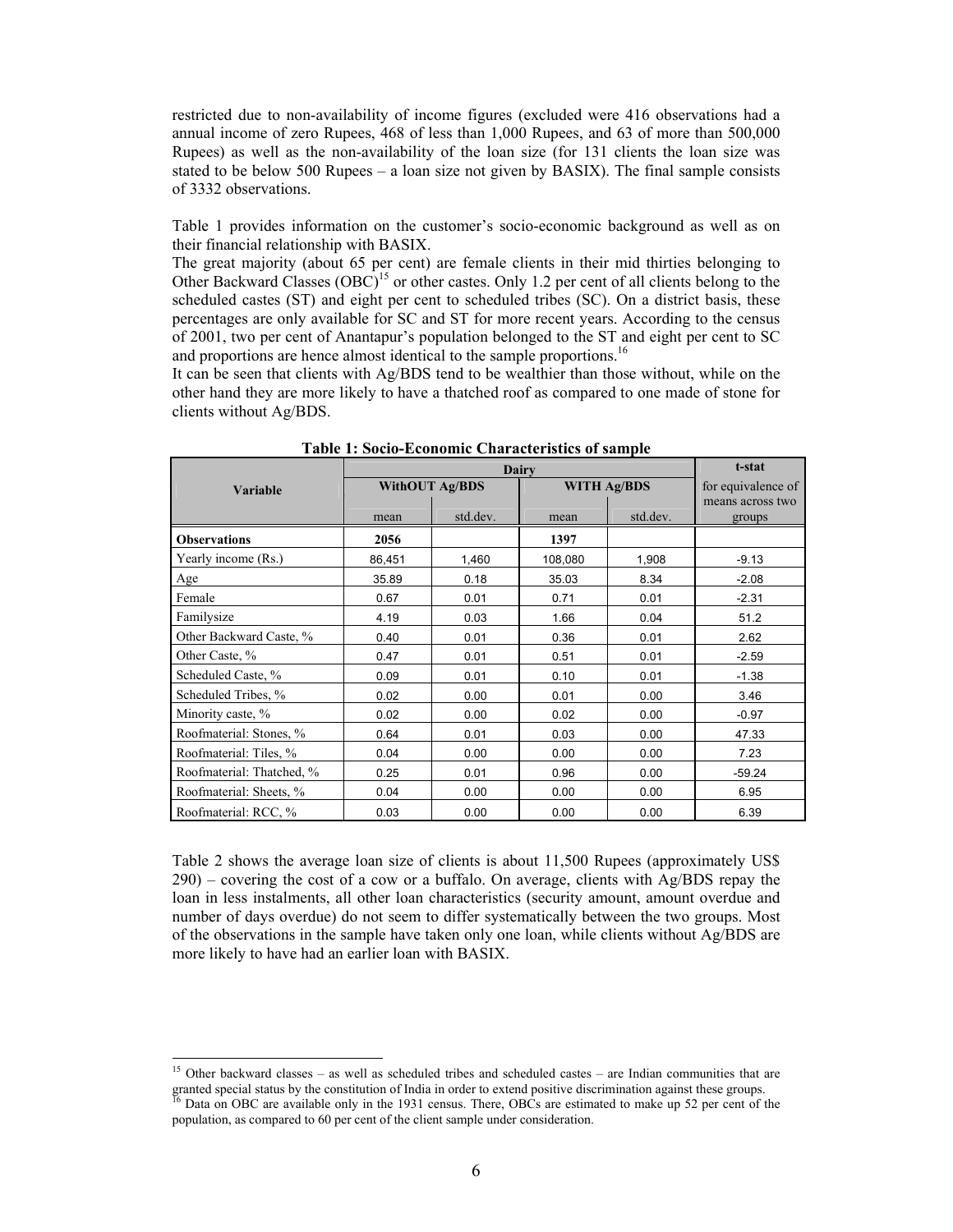restricted due to non-availability of income figures (excluded were 416 observations had a annual income of zero Rupees, 468 of less than 1,000 Rupees, and 63 of more than 500,000 Rupees) as well as the non-availability of the loan size (for 131 clients the loan size was stated to be below 500 Rupees – a loan size not given by BASIX). The final sample consists of 3332 observations.

Table 1 provides information on the customer's socio-economic background as well as on their financial relationship with BASIX.

The great majority (about 65 per cent) are female clients in their mid thirties belonging to Other Backward Classes (OBC)[15] or other castes. Only 1.2 per cent of all clients belong to the scheduled castes (ST) and eight per cent to scheduled tribes (SC). On a district basis, these percentages are only available for SC and ST for more recent years. According to the census of 2001, two per cent of Anantapur's population belonged to the ST and eight per cent to SC and proportions are hence almost identical to the sample proportions.[16]

It can be seen that clients with Ag/BDS tend to be wealthier than those without, while on the other hand they are more likely to have a thatched roof as compared to one made of stone for clients without Ag/BDS.

**Table 1: Socio-Economic Characteristics of sample**

| Variable | Dairy | | | | t-stat |
|---|---|---|---|---|---|
| | WithOUT Ag/BDS | | WITH Ag/BDS | | for equivalence of means across two groups |
| | mean | std.dev. | mean | std.dev. | |
| **Observations** | **2056** | | **1397** | | |
| Yearly income (Rs.) | 86,451 | 1,460 | 108,080 | 1,908 | -9.13 |
| Age | 35.89 | 0.18 | 35.03 | 8.34 | -2.08 |
| Female | 0.67 | 0.01 | 0.71 | 0.01 | -2.31 |
| Familysize | 4.19 | 0.03 | 1.66 | 0.04 | 51.2 |
| Other Backward Caste, % | 0.40 | 0.01 | 0.36 | 0.01 | 2.62 |
| Other Caste, % | 0.47 | 0.01 | 0.51 | 0.01 | -2.59 |
| Scheduled Caste, % | 0.09 | 0.01 | 0.10 | 0.01 | -1.38 |
| Scheduled Tribes, % | 0.02 | 0.00 | 0.01 | 0.00 | 3.46 |
| Minority caste, % | 0.02 | 0.00 | 0.02 | 0.00 | -0.97 |
| Roofmaterial: Stones, % | 0.64 | 0.01 | 0.03 | 0.00 | 47.33 |
| Roofmaterial: Tiles, % | 0.04 | 0.00 | 0.00 | 0.00 | 7.23 |
| Roofmaterial: Thatched, % | 0.25 | 0.01 | 0.96 | 0.00 | -59.24 |
| Roofmaterial: Sheets, % | 0.04 | 0.00 | 0.00 | 0.00 | 6.95 |
| Roofmaterial: RCC, % | 0.03 | 0.00 | 0.00 | 0.00 | 6.39 |

Table 2 shows the average loan size of clients is about 11,500 Rupees (approximately US$ 290) – covering the cost of a cow or a buffalo. On average, clients with Ag/BDS repay the loan in less instalments, all other loan characteristics (security amount, amount overdue and number of days overdue) do not seem to differ systematically between the two groups. Most of the observations in the sample have taken only one loan, while clients without Ag/BDS are more likely to have had an earlier loan with BASIX.

[15] Other backward classes – as well as scheduled tribes and scheduled castes – are Indian communities that are granted special status by the constitution of India in order to extend positive discrimination against these groups.

[16] Data on OBC are available only in the 1931 census. There, OBCs are estimated to make up 52 per cent of the population, as compared to 60 per cent of the client sample under consideration.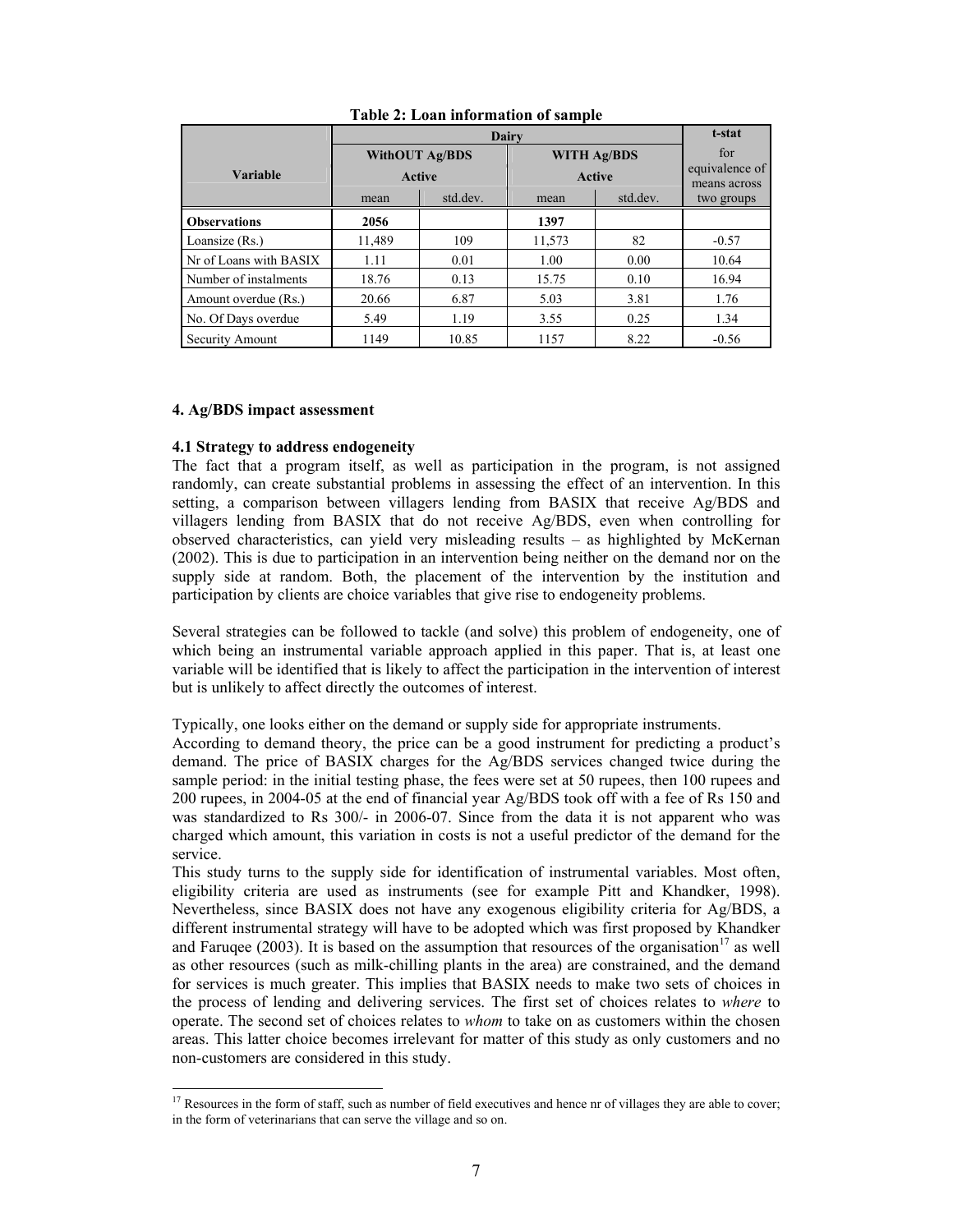**Table 2: Loan information of sample**

| Variable | Dairy | | | | t-stat for equivalence of means across two groups |
|---|---|---|---|---|---|
| | WithOUT Ag/BDS Active | | WITH Ag/BDS Active | | |
| | mean | std.dev. | mean | std.dev. | |
| **Observations** | **2056** | | **1397** | | |
| Loansize (Rs.) | 11,489 | 109 | 11,573 | 82 | -0.57 |
| Nr of Loans with BASIX | 1.11 | 0.01 | 1.00 | 0.00 | 10.64 |
| Number of instalments | 18.76 | 0.13 | 15.75 | 0.10 | 16.94 |
| Amount overdue (Rs.) | 20.66 | 6.87 | 5.03 | 3.81 | 1.76 |
| No. Of Days overdue | 5.49 | 1.19 | 3.55 | 0.25 | 1.34 |
| Security Amount | 1149 | 10.85 | 1157 | 8.22 | -0.56 |

## 4. Ag/BDS impact assessment

### 4.1 Strategy to address endogeneity

The fact that a program itself, as well as participation in the program, is not assigned randomly, can create substantial problems in assessing the effect of an intervention. In this setting, a comparison between villagers lending from BASIX that receive Ag/BDS and villagers lending from BASIX that do not receive Ag/BDS, even when controlling for observed characteristics, can yield very misleading results – as highlighted by McKernan (2002). This is due to participation in an intervention being neither on the demand nor on the supply side at random. Both, the placement of the intervention by the institution and participation by clients are choice variables that give rise to endogeneity problems.

Several strategies can be followed to tackle (and solve) this problem of endogeneity, one of which being an instrumental variable approach applied in this paper. That is, at least one variable will be identified that is likely to affect the participation in the intervention of interest but is unlikely to affect directly the outcomes of interest.

Typically, one looks either on the demand or supply side for appropriate instruments.
According to demand theory, the price can be a good instrument for predicting a product's demand. The price of BASIX charges for the Ag/BDS services changed twice during the sample period: in the initial testing phase, the fees were set at 50 rupees, then 100 rupees and 200 rupees, in 2004-05 at the end of financial year Ag/BDS took off with a fee of Rs 150 and was standardized to Rs 300/- in 2006-07. Since from the data it is not apparent who was charged which amount, this variation in costs is not a useful predictor of the demand for the service.
This study turns to the supply side for identification of instrumental variables. Most often, eligibility criteria are used as instruments (see for example Pitt and Khandker, 1998). Nevertheless, since BASIX does not have any exogenous eligibility criteria for Ag/BDS, a different instrumental strategy will have to be adopted which was first proposed by Khandker and Faruqee (2003). It is based on the assumption that resources of the organisation[17] as well as other resources (such as milk-chilling plants in the area) are constrained, and the demand for services is much greater. This implies that BASIX needs to make two sets of choices in the process of lending and delivering services. The first set of choices relates to *where* to operate. The second set of choices relates to *whom* to take on as customers within the chosen areas. This latter choice becomes irrelevant for matter of this study as only customers and no non-customers are considered in this study.

[17] Resources in the form of staff, such as number of field executives and hence nr of villages they are able to cover; in the form of veterinarians that can serve the village and so on.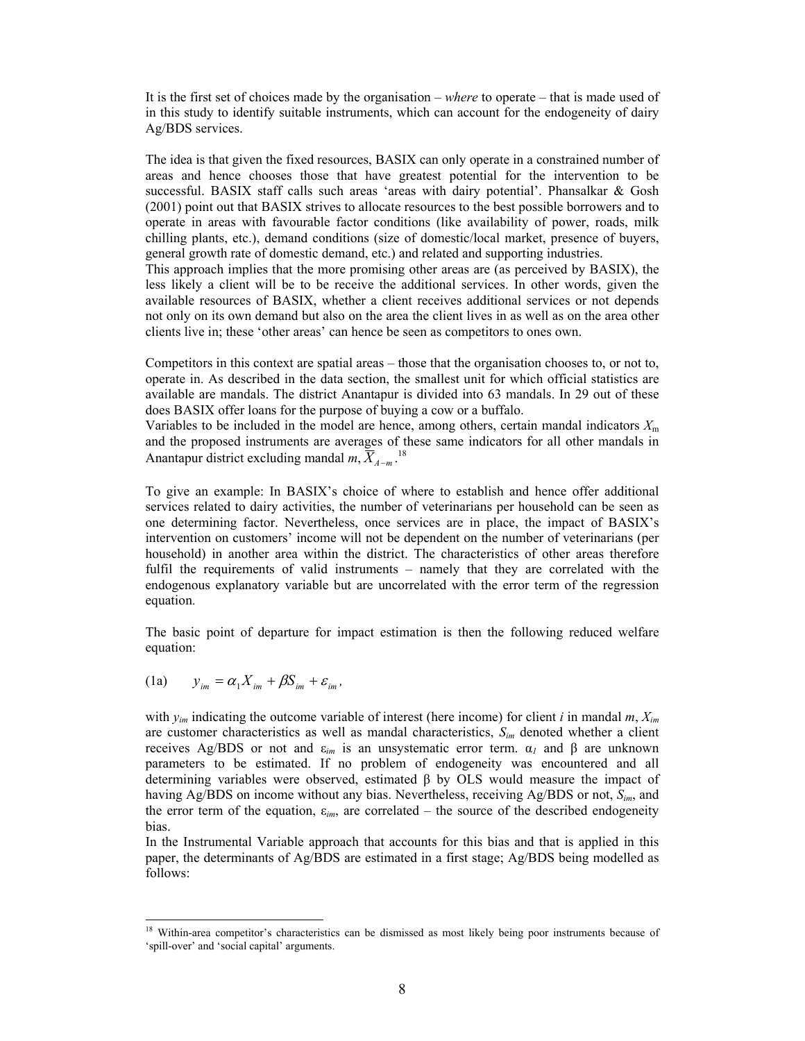It is the first set of choices made by the organisation – *where* to operate – that is made used of in this study to identify suitable instruments, which can account for the endogeneity of dairy Ag/BDS services.

The idea is that given the fixed resources, BASIX can only operate in a constrained number of areas and hence chooses those that have greatest potential for the intervention to be successful. BASIX staff calls such areas 'areas with dairy potential'. Phansalkar & Gosh (2001) point out that BASIX strives to allocate resources to the best possible borrowers and to operate in areas with favourable factor conditions (like availability of power, roads, milk chilling plants, etc.), demand conditions (size of domestic/local market, presence of buyers, general growth rate of domestic demand, etc.) and related and supporting industries.
This approach implies that the more promising other areas are (as perceived by BASIX), the less likely a client will be to be receive the additional services. In other words, given the available resources of BASIX, whether a client receives additional services or not depends not only on its own demand but also on the area the client lives in as well as on the area other clients live in; these 'other areas' can hence be seen as competitors to ones own.

Competitors in this context are spatial areas – those that the organisation chooses to, or not to, operate in. As described in the data section, the smallest unit for which official statistics are available are mandals. The district Anantapur is divided into 63 mandals. In 29 out of these does BASIX offer loans for the purpose of buying a cow or a buffalo.
Variables to be included in the model are hence, among others, certain mandal indicators $X_m$ and the proposed instruments are averages of these same indicators for all other mandals in Anantapur district excluding mandal $m$, $\overline{X}_{A-m}$.[18]

To give an example: In BASIX's choice of where to establish and hence offer additional services related to dairy activities, the number of veterinarians per household can be seen as one determining factor. Nevertheless, once services are in place, the impact of BASIX's intervention on customers' income will not be dependent on the number of veterinarians (per household) in another area within the district. The characteristics of other areas therefore fulfil the requirements of valid instruments – namely that they are correlated with the endogenous explanatory variable but are uncorrelated with the error term of the regression equation.

The basic point of departure for impact estimation is then the following reduced welfare equation:

$$\text{(1a)} \qquad y_{im} = \alpha_1 X_{im} + \beta S_{im} + \varepsilon_{im},$$

with $y_{im}$ indicating the outcome variable of interest (here income) for client $i$ in mandal $m$, $X_{im}$ are customer characteristics as well as mandal characteristics, $S_{im}$ denoted whether a client receives Ag/BDS or not and $\varepsilon_{im}$ is an unsystematic error term. $\alpha_1$ and $\beta$ are unknown parameters to be estimated. If no problem of endogeneity was encountered and all determining variables were observed, estimated $\beta$ by OLS would measure the impact of having Ag/BDS on income without any bias. Nevertheless, receiving Ag/BDS or not, $S_{im}$, and the error term of the equation, $\varepsilon_{im}$, are correlated – the source of the described endogeneity bias.
In the Instrumental Variable approach that accounts for this bias and that is applied in this paper, the determinants of Ag/BDS are estimated in a first stage; Ag/BDS being modelled as follows:

[18] Within-area competitor's characteristics can be dismissed as most likely being poor instruments because of 'spill-over' and 'social capital' arguments.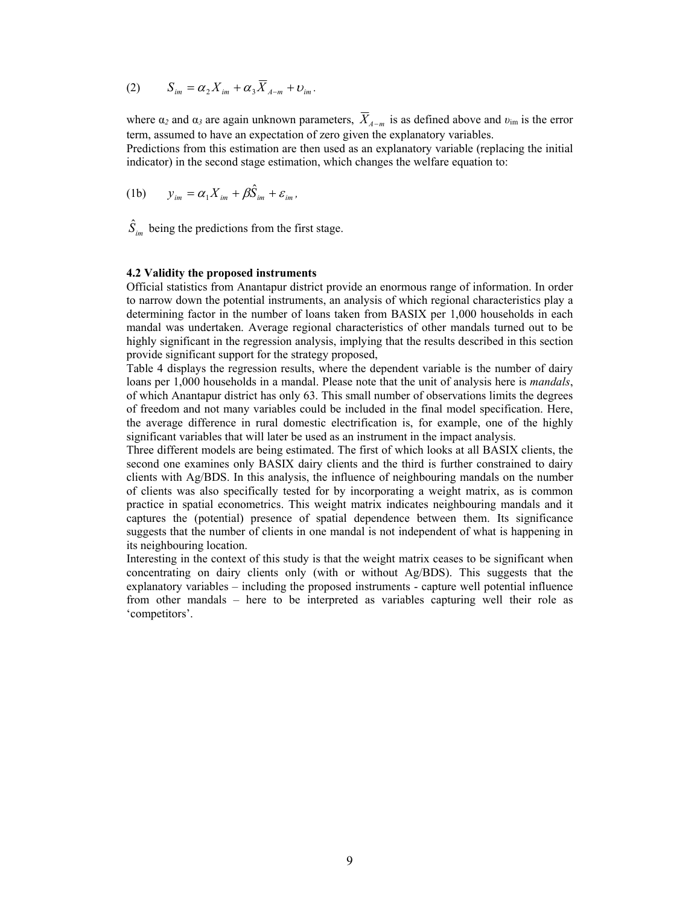$$(2) \qquad S_{im} = \alpha_2 X_{im} + \alpha_3 \overline{X}_{A-m} + \upsilon_{im}.$$

where $\alpha_2$ and $\alpha_3$ are again unknown parameters, $\overline{X}_{A-m}$ is as defined above and $\upsilon_{im}$ is the error term, assumed to have an expectation of zero given the explanatory variables.
Predictions from this estimation are then used as an explanatory variable (replacing the initial indicator) in the second stage estimation, which changes the welfare equation to:

$$(1b) \qquad y_{im} = \alpha_1 X_{im} + \beta \hat{S}_{im} + \varepsilon_{im},$$

$\hat{S}_{im}$ being the predictions from the first stage.

**4.2 Validity the proposed instruments**

Official statistics from Anantapur district provide an enormous range of information. In order to narrow down the potential instruments, an analysis of which regional characteristics play a determining factor in the number of loans taken from BASIX per 1,000 households in each mandal was undertaken. Average regional characteristics of other mandals turned out to be highly significant in the regression analysis, implying that the results described in this section provide significant support for the strategy proposed,

Table 4 displays the regression results, where the dependent variable is the number of dairy loans per 1,000 households in a mandal. Please note that the unit of analysis here is *mandals*, of which Anantapur district has only 63. This small number of observations limits the degrees of freedom and not many variables could be included in the final model specification. Here, the average difference in rural domestic electrification is, for example, one of the highly significant variables that will later be used as an instrument in the impact analysis.

Three different models are being estimated. The first of which looks at all BASIX clients, the second one examines only BASIX dairy clients and the third is further constrained to dairy clients with Ag/BDS. In this analysis, the influence of neighbouring mandals on the number of clients was also specifically tested for by incorporating a weight matrix, as is common practice in spatial econometrics. This weight matrix indicates neighbouring mandals and it captures the (potential) presence of spatial dependence between them. Its significance suggests that the number of clients in one mandal is not independent of what is happening in its neighbouring location.

Interesting in the context of this study is that the weight matrix ceases to be significant when concentrating on dairy clients only (with or without Ag/BDS). This suggests that the explanatory variables – including the proposed instruments - capture well potential influence from other mandals – here to be interpreted as variables capturing well their role as 'competitors'.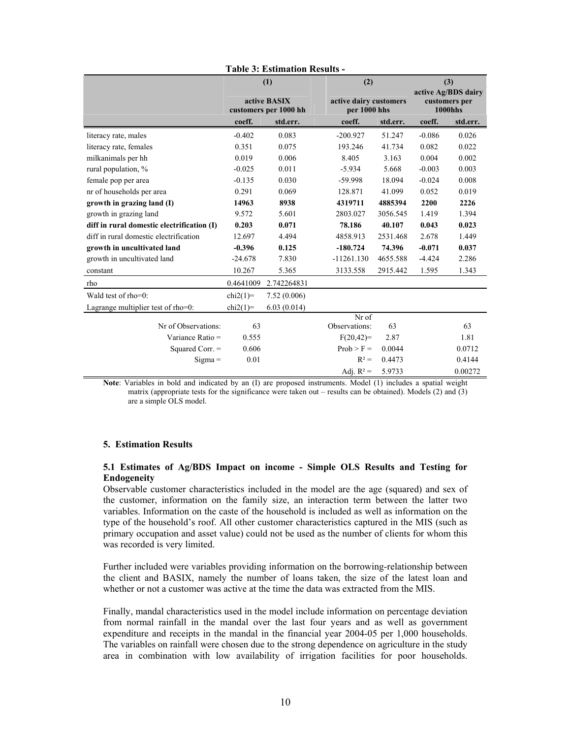**Table 3: Estimation Results -**

| | (1) | | (2) | | (3) | |
|---|---|---|---|---|---|---|
| | active BASIX customers per 1000 hh | | active dairy customers per 1000 hhs | | active Ag/BDS dairy customers per 1000hhs | |
| | coeff. | std.err. | coeff. | std.err. | coeff. | std.err. |
| literacy rate, males | -0.402 | 0.083 | -200.927 | 51.247 | -0.086 | 0.026 |
| literacy rate, females | 0.351 | 0.075 | 193.246 | 41.734 | 0.082 | 0.022 |
| milkanimals per hh | 0.019 | 0.006 | 8.405 | 3.163 | 0.004 | 0.002 |
| rural population, % | -0.025 | 0.011 | -5.934 | 5.668 | -0.003 | 0.003 |
| female pop per area | -0.135 | 0.030 | -59.998 | 18.094 | -0.024 | 0.008 |
| nr of households per area | 0.291 | 0.069 | 128.871 | 41.099 | 0.052 | 0.019 |
| **growth in grazing land (I)** | **14963** | **8938** | **4319711** | **4885394** | **2200** | **2226** |
| growth in grazing land | 9.572 | 5.601 | 2803.027 | 3056.545 | 1.419 | 1.394 |
| **diff in rural domestic electrification (I)** | **0.203** | **0.071** | **78.186** | **40.107** | **0.043** | **0.023** |
| diff in rural domestic electrification | 12.697 | 4.494 | 4858.913 | 2531.468 | 2.678 | 1.449 |
| **growth in uncultivated land** | **-0.396** | **0.125** | **-180.724** | **74.396** | **-0.071** | **0.037** |
| growth in uncultivated land | -24.678 | 7.830 | -11261.130 | 4655.588 | -4.424 | 2.286 |
| constant | 10.267 | 5.365 | 3133.558 | 2915.442 | 1.595 | 1.343 |
| rho | 0.4641009 | 2.742264831 | | | | |
| Wald test of rho=0: | chi2(1)= | 7.52 (0.006) | | | | |
| Lagrange multiplier test of rho=0: | chi2(1)= | 6.03 (0.014) | | | | |
| Nr of Observations: | 63 | | Nr of Observations: | 63 | | 63 |
| Variance Ratio = | 0.555 | | $F(20,42)$= | 2.87 | | 1.81 |
| Squared Corr. = | 0.606 | | Prob > F = | 0.0044 | | 0.0712 |
| Sigma = | 0.01 | | $R^2$ = | 0.4473 | | 0.4144 |
| | | | Adj. $R^2$ = | 5.9733 | | 0.00272 |

**Note**: Variables in bold and indicated by an (I) are proposed instruments. Model (1) includes a spatial weight matrix (appropriate tests for the significance were taken out – results can be obtained). Models (2) and (3) are a simple OLS model.

## 5. Estimation Results

### 5.1 Estimates of Ag/BDS Impact on income - Simple OLS Results and Testing for Endogeneity

Observable customer characteristics included in the model are the age (squared) and sex of the customer, information on the family size, an interaction term between the latter two variables. Information on the caste of the household is included as well as information on the type of the household's roof. All other customer characteristics captured in the MIS (such as primary occupation and asset value) could not be used as the number of clients for whom this was recorded is very limited.

Further included were variables providing information on the borrowing-relationship between the client and BASIX, namely the number of loans taken, the size of the latest loan and whether or not a customer was active at the time the data was extracted from the MIS.

Finally, mandal characteristics used in the model include information on percentage deviation from normal rainfall in the mandal over the last four years and as well as government expenditure and receipts in the mandal in the financial year 2004-05 per 1,000 households. The variables on rainfall were chosen due to the strong dependence on agriculture in the study area in combination with low availability of irrigation facilities for poor households.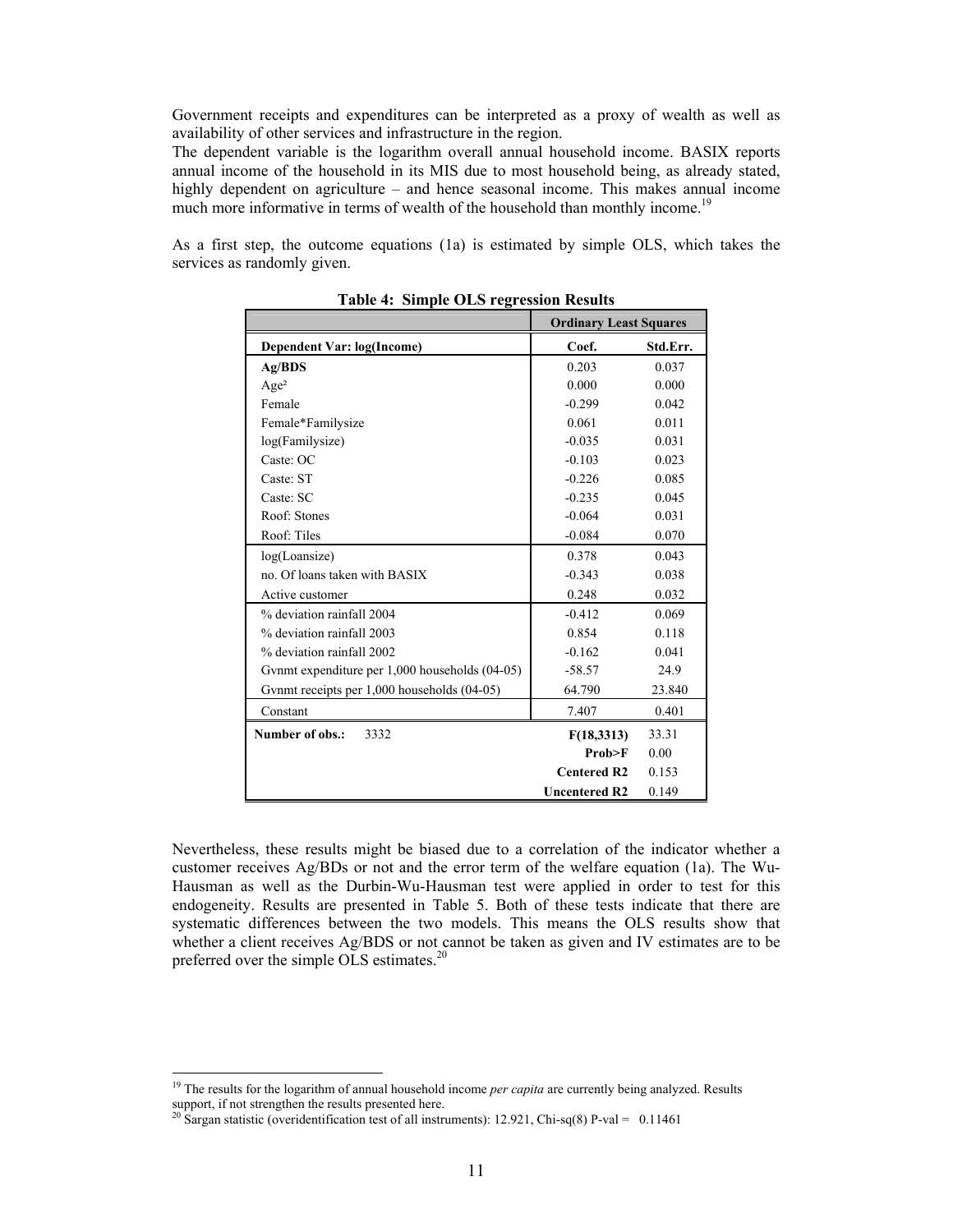Government receipts and expenditures can be interpreted as a proxy of wealth as well as availability of other services and infrastructure in the region.
The dependent variable is the logarithm overall annual household income. BASIX reports annual income of the household in its MIS due to most household being, as already stated, highly dependent on agriculture – and hence seasonal income. This makes annual income much more informative in terms of wealth of the household than monthly income.[19]

As a first step, the outcome equations (1a) is estimated by simple OLS, which takes the services as randomly given.

**Table 4: Simple OLS regression Results**

| | **Ordinary Least Squares** | |
|---|---|---|
| **Dependent Var: log(Income)** | **Coef.** | **Std.Err.** |
| **Ag/BDS** | 0.203 | 0.037 |
| Age² | 0.000 | 0.000 |
| Female | -0.299 | 0.042 |
| Female*Familysize | 0.061 | 0.011 |
| log(Familysize) | -0.035 | 0.031 |
| Caste: OC | -0.103 | 0.023 |
| Caste: ST | -0.226 | 0.085 |
| Caste: SC | -0.235 | 0.045 |
| Roof: Stones | -0.064 | 0.031 |
| Roof: Tiles | -0.084 | 0.070 |
| log(Loansize) | 0.378 | 0.043 |
| no. Of loans taken with BASIX | -0.343 | 0.038 |
| Active customer | 0.248 | 0.032 |
| % deviation rainfall 2004 | -0.412 | 0.069 |
| % deviation rainfall 2003 | 0.854 | 0.118 |
| % deviation rainfall 2002 | -0.162 | 0.041 |
| Gvnmt expenditure per 1,000 households (04-05) | -58.57 | 24.9 |
| Gvnmt receipts per 1,000 households (04-05) | 64.790 | 23.840 |
| Constant | 7.407 | 0.401 |
| **Number of obs.:** 3332 | **F(18,3313)** | 33.31 |
| | **Prob>F** | 0.00 |
| | **Centered R2** | 0.153 |
| | **Uncentered R2** | 0.149 |

Nevertheless, these results might be biased due to a correlation of the indicator whether a customer receives Ag/BDs or not and the error term of the welfare equation (1a). The Wu-Hausman as well as the Durbin-Wu-Hausman test were applied in order to test for this endogeneity. Results are presented in Table 5. Both of these tests indicate that there are systematic differences between the two models. This means the OLS results show that whether a client receives Ag/BDS or not cannot be taken as given and IV estimates are to be preferred over the simple OLS estimates.[20]

---

[19] The results for the logarithm of annual household income *per capita* are currently being analyzed. Results support, if not strengthen the results presented here.

[20] Sargan statistic (overidentification test of all instruments): 12.921, Chi-sq(8) P-val = 0.11461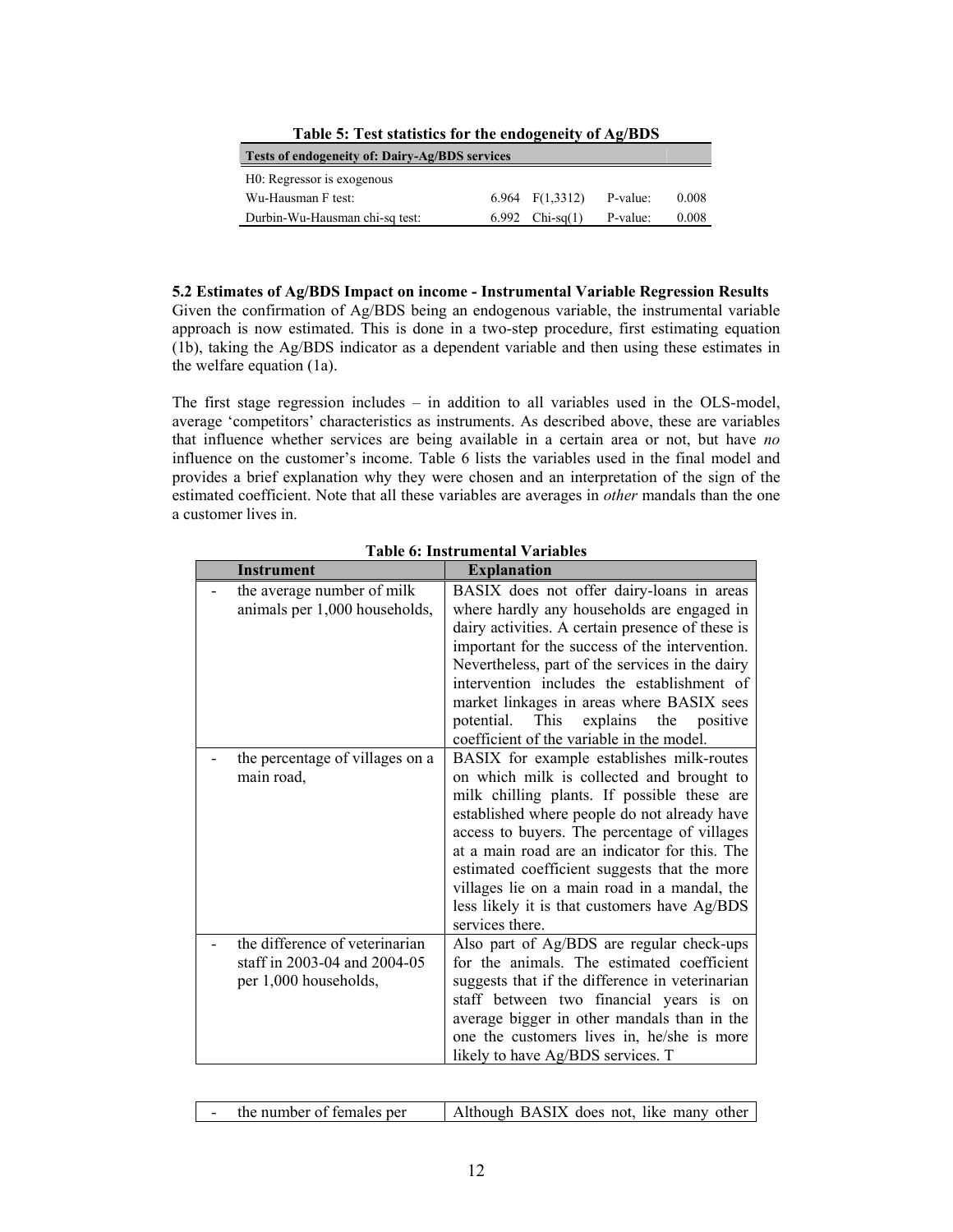**Table 5: Test statistics for the endogeneity of Ag/BDS**

| Tests of endogeneity of: Dairy-Ag/BDS services | | | | |
|---|---|---|---|---|
| H0: Regressor is exogenous | | | | |
| Wu-Hausman F test: | 6.964 | F(1,3312) | P-value: | 0.008 |
| Durbin-Wu-Hausman chi-sq test: | 6.992 | Chi-sq(1) | P-value: | 0.008 |

**5.2 Estimates of Ag/BDS Impact on income - Instrumental Variable Regression Results**

Given the confirmation of Ag/BDS being an endogenous variable, the instrumental variable approach is now estimated. This is done in a two-step procedure, first estimating equation (1b), taking the Ag/BDS indicator as a dependent variable and then using these estimates in the welfare equation (1a).

The first stage regression includes – in addition to all variables used in the OLS-model, average 'competitors' characteristics as instruments. As described above, these are variables that influence whether services are being available in a certain area or not, but have *no* influence on the customer's income. Table 6 lists the variables used in the final model and provides a brief explanation why they were chosen and an interpretation of the sign of the estimated coefficient. Note that all these variables are averages in *other* mandals than the one a customer lives in.

**Table 6: Instrumental Variables**

| Instrument | Explanation |
|---|---|
| - the average number of milk animals per 1,000 households, | BASIX does not offer dairy-loans in areas where hardly any households are engaged in dairy activities. A certain presence of these is important for the success of the intervention. Nevertheless, part of the services in the dairy intervention includes the establishment of market linkages in areas where BASIX sees potential. This explains the positive coefficient of the variable in the model. |
| - the percentage of villages on a main road, | BASIX for example establishes milk-routes on which milk is collected and brought to milk chilling plants. If possible these are established where people do not already have access to buyers. The percentage of villages at a main road are an indicator for this. The estimated coefficient suggests that the more villages lie on a main road in a mandal, the less likely it is that customers have Ag/BDS services there. |
| - the difference of veterinarian staff in 2003-04 and 2004-05 per 1,000 households, | Also part of Ag/BDS are regular check-ups for the animals. The estimated coefficient suggests that if the difference in veterinarian staff between two financial years is on average bigger in other mandals than in the one the customers lives in, he/she is more likely to have Ag/BDS services. T |
| - the number of females per | Although BASIX does not, like many other |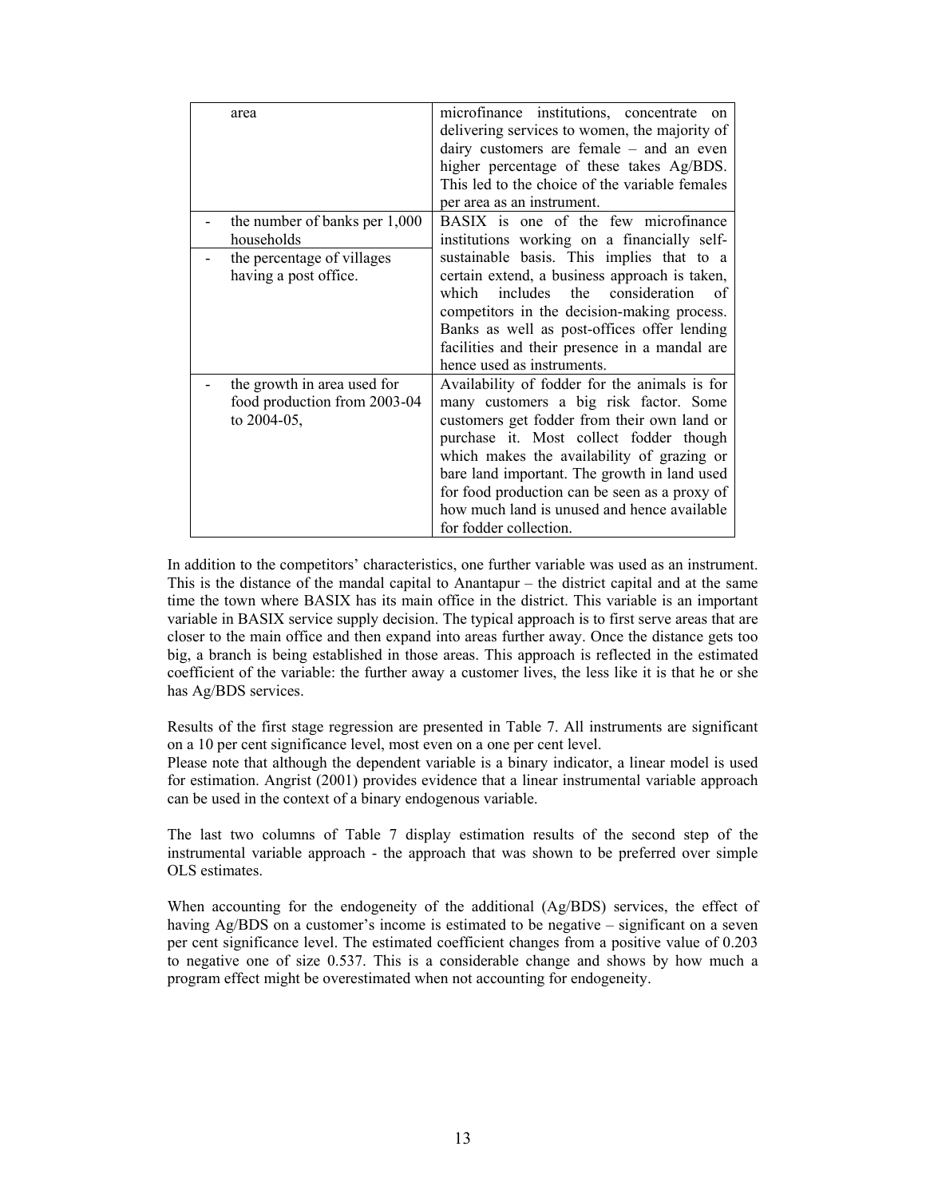| | |
|---|---|
| area | microfinance institutions, concentrate on delivering services to women, the majority of dairy customers are female – and an even higher percentage of these takes Ag/BDS. This led to the choice of the variable females per area as an instrument. |
| - the number of banks per 1,000 households<br>- the percentage of villages having a post office. | BASIX is one of the few microfinance institutions working on a financially self-sustainable basis. This implies that to a certain extend, a business approach is taken, which includes the consideration of competitors in the decision-making process. Banks as well as post-offices offer lending facilities and their presence in a mandal are hence used as instruments. |
| - the growth in area used for food production from 2003-04 to 2004-05, | Availability of fodder for the animals is for many customers a big risk factor. Some customers get fodder from their own land or purchase it. Most collect fodder though which makes the availability of grazing or bare land important. The growth in land used for food production can be seen as a proxy of how much land is unused and hence available for fodder collection. |

In addition to the competitors' characteristics, one further variable was used as an instrument. This is the distance of the mandal capital to Anantapur – the district capital and at the same time the town where BASIX has its main office in the district. This variable is an important variable in BASIX service supply decision. The typical approach is to first serve areas that are closer to the main office and then expand into areas further away. Once the distance gets too big, a branch is being established in those areas. This approach is reflected in the estimated coefficient of the variable: the further away a customer lives, the less like it is that he or she has Ag/BDS services.

Results of the first stage regression are presented in Table 7. All instruments are significant on a 10 per cent significance level, most even on a one per cent level.
Please note that although the dependent variable is a binary indicator, a linear model is used for estimation. Angrist (2001) provides evidence that a linear instrumental variable approach can be used in the context of a binary endogenous variable.

The last two columns of Table 7 display estimation results of the second step of the instrumental variable approach - the approach that was shown to be preferred over simple OLS estimates.

When accounting for the endogeneity of the additional (Ag/BDS) services, the effect of having Ag/BDS on a customer's income is estimated to be negative – significant on a seven per cent significance level. The estimated coefficient changes from a positive value of 0.203 to negative one of size 0.537. This is a considerable change and shows by how much a program effect might be overestimated when not accounting for endogeneity.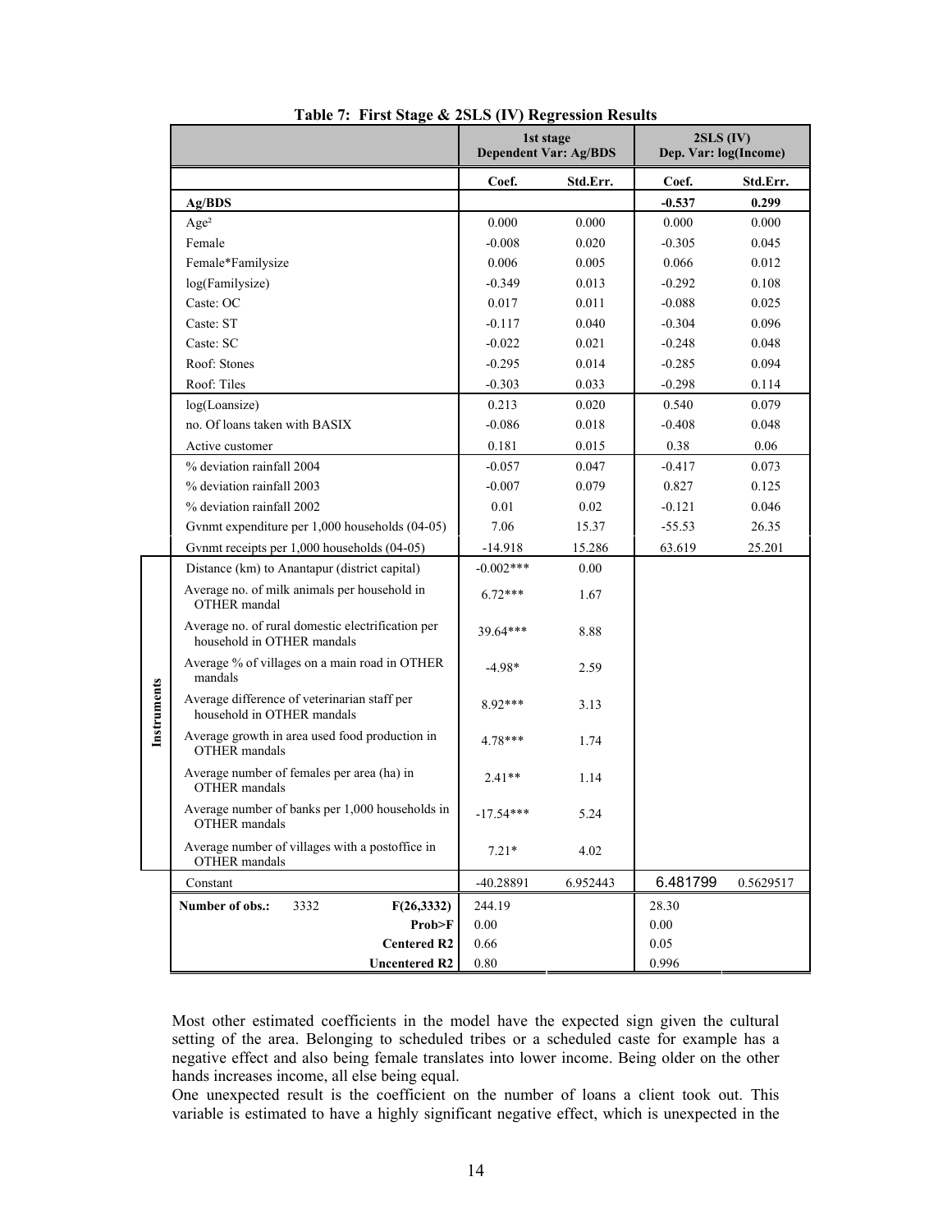**Table 7: First Stage & 2SLS (IV) Regression Results**

| | | 1st stage Dependent Var: Ag/BDS | | 2SLS (IV) Dep. Var: log(Income) | |
|---|---|---|---|---|---|
| | | Coef. | Std.Err. | Coef. | Std.Err. |
| | **Ag/BDS** | | | **-0.537** | **0.299** |
| | Age² | 0.000 | 0.000 | 0.000 | 0.000 |
| | Female | -0.008 | 0.020 | -0.305 | 0.045 |
| | Female*Familysize | 0.006 | 0.005 | 0.066 | 0.012 |
| | log(Familysize) | -0.349 | 0.013 | -0.292 | 0.108 |
| | Caste: OC | 0.017 | 0.011 | -0.088 | 0.025 |
| | Caste: ST | -0.117 | 0.040 | -0.304 | 0.096 |
| | Caste: SC | -0.022 | 0.021 | -0.248 | 0.048 |
| | Roof: Stones | -0.295 | 0.014 | -0.285 | 0.094 |
| | Roof: Tiles | -0.303 | 0.033 | -0.298 | 0.114 |
| | log(Loansize) | 0.213 | 0.020 | 0.540 | 0.079 |
| | no. Of loans taken with BASIX | -0.086 | 0.018 | -0.408 | 0.048 |
| | Active customer | 0.181 | 0.015 | 0.38 | 0.06 |
| | % deviation rainfall 2004 | -0.057 | 0.047 | -0.417 | 0.073 |
| | % deviation rainfall 2003 | -0.007 | 0.079 | 0.827 | 0.125 |
| | % deviation rainfall 2002 | 0.01 | 0.02 | -0.121 | 0.046 |
| | Gvnmt expenditure per 1,000 households (04-05) | 7.06 | 15.37 | -55.53 | 26.35 |
| | Gvnmt receipts per 1,000 households (04-05) | -14.918 | 15.286 | 63.619 | 25.201 |
| Instruments | Distance (km) to Anantapur (district capital) | -0.002*** | 0.00 | | |
| Instruments | Average no. of milk animals per household in OTHER mandal | 6.72*** | 1.67 | | |
| Instruments | Average no. of rural domestic electrification per household in OTHER mandals | 39.64*** | 8.88 | | |
| Instruments | Average % of villages on a main road in OTHER mandals | -4.98* | 2.59 | | |
| Instruments | Average difference of veterinarian staff per household in OTHER mandals | 8.92*** | 3.13 | | |
| Instruments | Average growth in area used food production in OTHER mandals | 4.78*** | 1.74 | | |
| Instruments | Average number of females per area (ha) in OTHER mandals | 2.41** | 1.14 | | |
| Instruments | Average number of banks per 1,000 households in OTHER mandals | -17.54*** | 5.24 | | |
| Instruments | Average number of villages with a postoffice in OTHER mandals | 7.21* | 4.02 | | |
| | Constant | -40.28891 | 6.952443 | 6.481799 | 0.5629517 |
| | **Number of obs.:** 3332 **F(26,3332)** | 244.19 | | 28.30 | |
| | **Prob>F** | 0.00 | | 0.00 | |
| | **Centered R2** | 0.66 | | 0.05 | |
| | **Uncentered R2** | 0.80 | | 0.996 | |

Most other estimated coefficients in the model have the expected sign given the cultural setting of the area. Belonging to scheduled tribes or a scheduled caste for example has a negative effect and also being female translates into lower income. Being older on the other hands increases income, all else being equal.

One unexpected result is the coefficient on the number of loans a client took out. This variable is estimated to have a highly significant negative effect, which is unexpected in the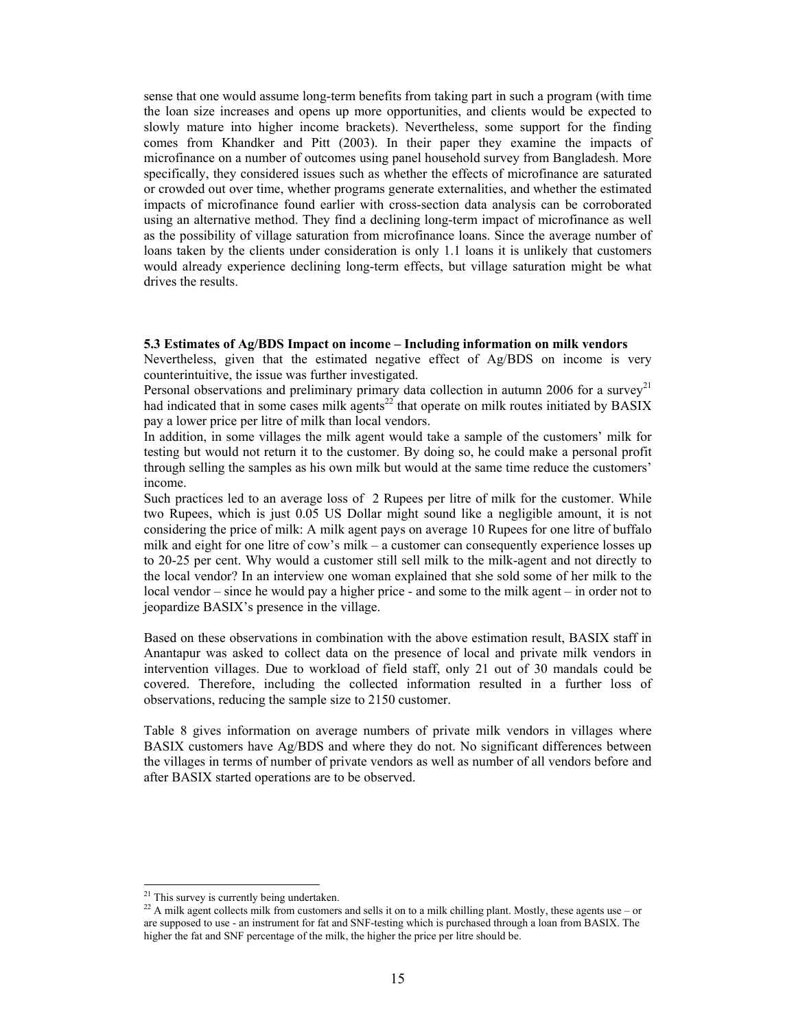sense that one would assume long-term benefits from taking part in such a program (with time the loan size increases and opens up more opportunities, and clients would be expected to slowly mature into higher income brackets). Nevertheless, some support for the finding comes from Khandker and Pitt (2003). In their paper they examine the impacts of microfinance on a number of outcomes using panel household survey from Bangladesh. More specifically, they considered issues such as whether the effects of microfinance are saturated or crowded out over time, whether programs generate externalities, and whether the estimated impacts of microfinance found earlier with cross-section data analysis can be corroborated using an alternative method. They find a declining long-term impact of microfinance as well as the possibility of village saturation from microfinance loans. Since the average number of loans taken by the clients under consideration is only 1.1 loans it is unlikely that customers would already experience declining long-term effects, but village saturation might be what drives the results.

### 5.3 Estimates of Ag/BDS Impact on income – Including information on milk vendors

Nevertheless, given that the estimated negative effect of Ag/BDS on income is very counterintuitive, the issue was further investigated.

Personal observations and preliminary primary data collection in autumn 2006 for a survey[21] had indicated that in some cases milk agents[22] that operate on milk routes initiated by BASIX pay a lower price per litre of milk than local vendors.

In addition, in some villages the milk agent would take a sample of the customers' milk for testing but would not return it to the customer. By doing so, he could make a personal profit through selling the samples as his own milk but would at the same time reduce the customers' income.

Such practices led to an average loss of 2 Rupees per litre of milk for the customer. While two Rupees, which is just 0.05 US Dollar might sound like a negligible amount, it is not considering the price of milk: A milk agent pays on average 10 Rupees for one litre of buffalo milk and eight for one litre of cow's milk – a customer can consequently experience losses up to 20-25 per cent. Why would a customer still sell milk to the milk-agent and not directly to the local vendor? In an interview one woman explained that she sold some of her milk to the local vendor – since he would pay a higher price - and some to the milk agent – in order not to jeopardize BASIX's presence in the village.

Based on these observations in combination with the above estimation result, BASIX staff in Anantapur was asked to collect data on the presence of local and private milk vendors in intervention villages. Due to workload of field staff, only 21 out of 30 mandals could be covered. Therefore, including the collected information resulted in a further loss of observations, reducing the sample size to 2150 customer.

Table 8 gives information on average numbers of private milk vendors in villages where BASIX customers have Ag/BDS and where they do not. No significant differences between the villages in terms of number of private vendors as well as number of all vendors before and after BASIX started operations are to be observed.

---

[21] This survey is currently being undertaken.

[22] A milk agent collects milk from customers and sells it on to a milk chilling plant. Mostly, these agents use – or are supposed to use - an instrument for fat and SNF-testing which is purchased through a loan from BASIX. The higher the fat and SNF percentage of the milk, the higher the price per litre should be.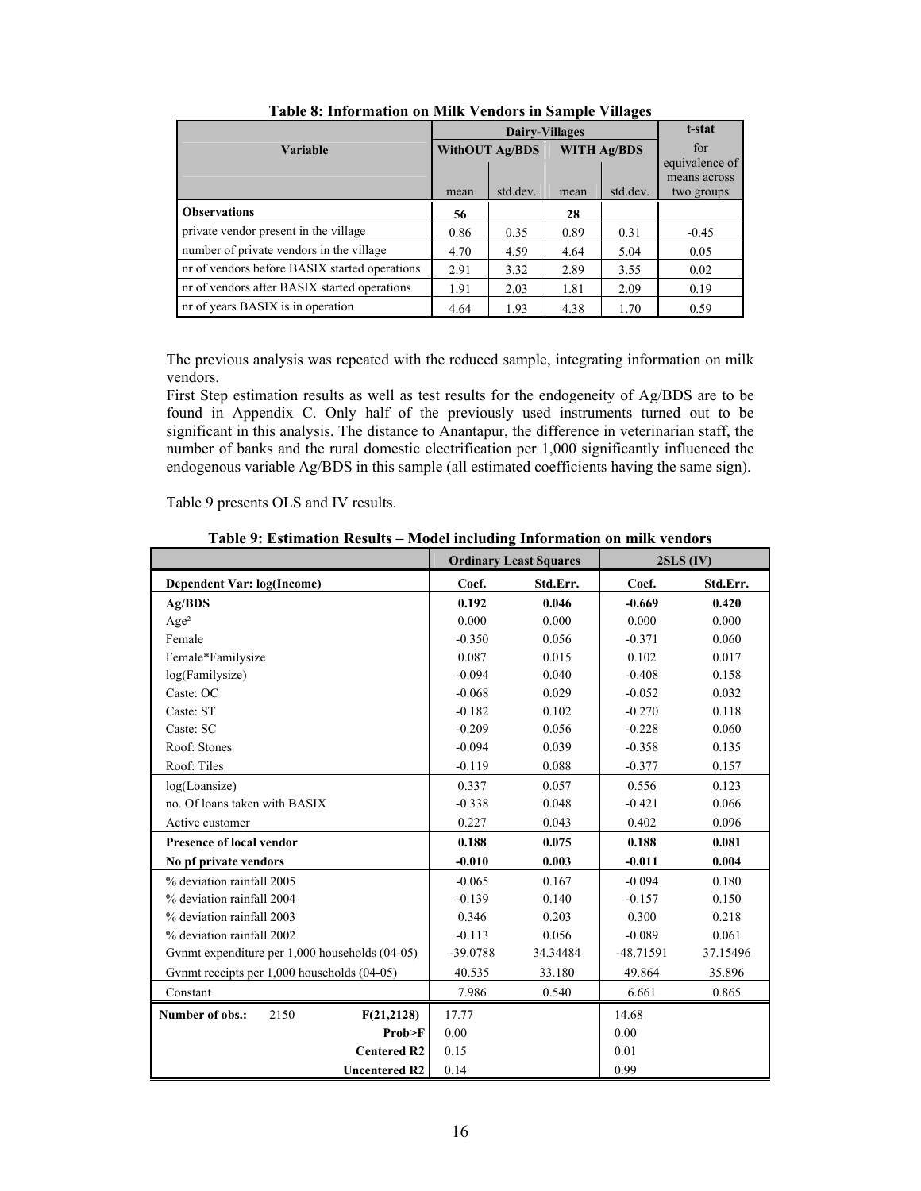**Table 8: Information on Milk Vendors in Sample Villages**

| Variable | Dairy-Villages | | | | t-stat for equivalence of means across two groups |
|---|---|---|---|---|---|
| | WithOUT Ag/BDS | | WITH Ag/BDS | | |
| | mean | std.dev. | mean | std.dev. | |
| **Observations** | **56** | | **28** | | |
| private vendor present in the village | 0.86 | 0.35 | 0.89 | 0.31 | -0.45 |
| number of private vendors in the village | 4.70 | 4.59 | 4.64 | 5.04 | 0.05 |
| nr of vendors before BASIX started operations | 2.91 | 3.32 | 2.89 | 3.55 | 0.02 |
| nr of vendors after BASIX started operations | 1.91 | 2.03 | 1.81 | 2.09 | 0.19 |
| nr of years BASIX is in operation | 4.64 | 1.93 | 4.38 | 1.70 | 0.59 |

The previous analysis was repeated with the reduced sample, integrating information on milk vendors.

First Step estimation results as well as test results for the endogeneity of Ag/BDS are to be found in Appendix C. Only half of the previously used instruments turned out to be significant in this analysis. The distance to Anantapur, the difference in veterinarian staff, the number of banks and the rural domestic electrification per 1,000 significantly influenced the endogenous variable Ag/BDS in this sample (all estimated coefficients having the same sign).

Table 9 presents OLS and IV results.

**Table 9: Estimation Results – Model including Information on milk vendors**

| | Ordinary Least Squares | | 2SLS (IV) | |
|---|---|---|---|---|
| **Dependent Var: log(Income)** | **Coef.** | **Std.Err.** | **Coef.** | **Std.Err.** |
| **Ag/BDS** | **0.192** | **0.046** | **-0.669** | **0.420** |
| Age² | 0.000 | 0.000 | 0.000 | 0.000 |
| Female | -0.350 | 0.056 | -0.371 | 0.060 |
| Female*Familysize | 0.087 | 0.015 | 0.102 | 0.017 |
| log(Familysize) | -0.094 | 0.040 | -0.408 | 0.158 |
| Caste: OC | -0.068 | 0.029 | -0.052 | 0.032 |
| Caste: ST | -0.182 | 0.102 | -0.270 | 0.118 |
| Caste: SC | -0.209 | 0.056 | -0.228 | 0.060 |
| Roof: Stones | -0.094 | 0.039 | -0.358 | 0.135 |
| Roof: Tiles | -0.119 | 0.088 | -0.377 | 0.157 |
| log(Loansize) | 0.337 | 0.057 | 0.556 | 0.123 |
| no. Of loans taken with BASIX | -0.338 | 0.048 | -0.421 | 0.066 |
| Active customer | 0.227 | 0.043 | 0.402 | 0.096 |
| **Presence of local vendor** | **0.188** | **0.075** | **0.188** | **0.081** |
| **No pf private vendors** | **-0.010** | **0.003** | **-0.011** | **0.004** |
| % deviation rainfall 2005 | -0.065 | 0.167 | -0.094 | 0.180 |
| % deviation rainfall 2004 | -0.139 | 0.140 | -0.157 | 0.150 |
| % deviation rainfall 2003 | 0.346 | 0.203 | 0.300 | 0.218 |
| % deviation rainfall 2002 | -0.113 | 0.056 | -0.089 | 0.061 |
| Gvnmt expenditure per 1,000 households (04-05) | -39.0788 | 34.34484 | -48.71591 | 37.15496 |
| Gvnmt receipts per 1,000 households (04-05) | 40.535 | 33.180 | 49.864 | 35.896 |
| Constant | 7.986 | 0.540 | 6.661 | 0.865 |
| **Number of obs.:** 2150 **F(21,2128)** | 17.77 | | 14.68 | |
| **Prob>F** | 0.00 | | 0.00 | |
| **Centered R2** | 0.15 | | 0.01 | |
| **Uncentered R2** | 0.14 | | 0.99 | |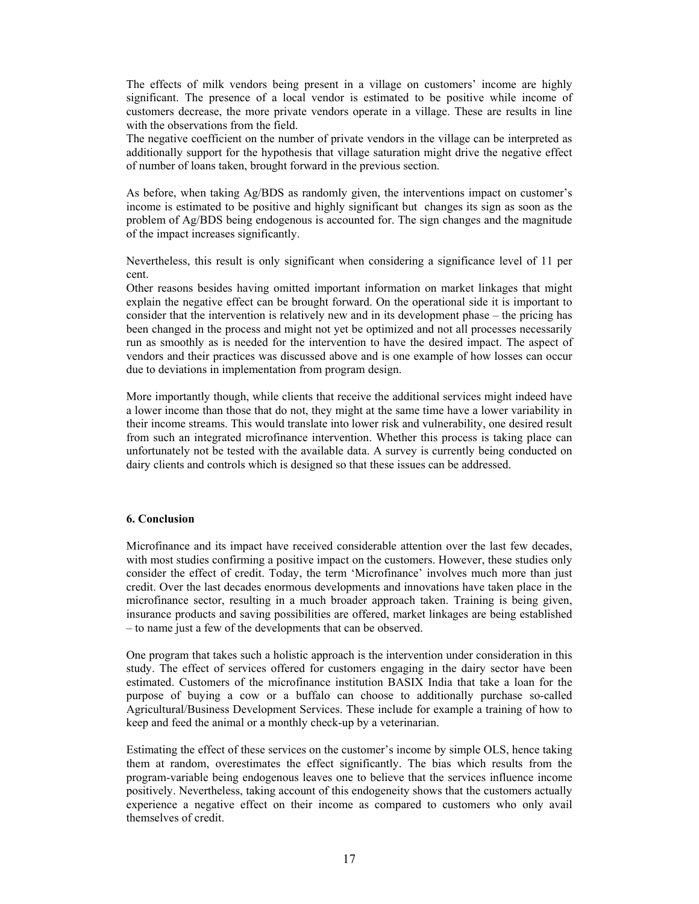The effects of milk vendors being present in a village on customers' income are highly significant. The presence of a local vendor is estimated to be positive while income of customers decrease, the more private vendors operate in a village. These are results in line with the observations from the field.

The negative coefficient on the number of private vendors in the village can be interpreted as additionally support for the hypothesis that village saturation might drive the negative effect of number of loans taken, brought forward in the previous section.

As before, when taking Ag/BDS as randomly given, the interventions impact on customer's income is estimated to be positive and highly significant but changes its sign as soon as the problem of Ag/BDS being endogenous is accounted for. The sign changes and the magnitude of the impact increases significantly.

Nevertheless, this result is only significant when considering a significance level of 11 per cent.

Other reasons besides having omitted important information on market linkages that might explain the negative effect can be brought forward. On the operational side it is important to consider that the intervention is relatively new and in its development phase – the pricing has been changed in the process and might not yet be optimized and not all processes necessarily run as smoothly as is needed for the intervention to have the desired impact. The aspect of vendors and their practices was discussed above and is one example of how losses can occur due to deviations in implementation from program design.

More importantly though, while clients that receive the additional services might indeed have a lower income than those that do not, they might at the same time have a lower variability in their income streams. This would translate into lower risk and vulnerability, one desired result from such an integrated microfinance intervention. Whether this process is taking place can unfortunately not be tested with the available data. A survey is currently being conducted on dairy clients and controls which is designed so that these issues can be addressed.

### 6. Conclusion

Microfinance and its impact have received considerable attention over the last few decades, with most studies confirming a positive impact on the customers. However, these studies only consider the effect of credit. Today, the term 'Microfinance' involves much more than just credit. Over the last decades enormous developments and innovations have taken place in the microfinance sector, resulting in a much broader approach taken. Training is being given, insurance products and saving possibilities are offered, market linkages are being established – to name just a few of the developments that can be observed.

One program that takes such a holistic approach is the intervention under consideration in this study. The effect of services offered for customers engaging in the dairy sector have been estimated. Customers of the microfinance institution BASIX India that take a loan for the purpose of buying a cow or a buffalo can choose to additionally purchase so-called Agricultural/Business Development Services. These include for example a training of how to keep and feed the animal or a monthly check-up by a veterinarian.

Estimating the effect of these services on the customer's income by simple OLS, hence taking them at random, overestimates the effect significantly. The bias which results from the program-variable being endogenous leaves one to believe that the services influence income positively. Nevertheless, taking account of this endogeneity shows that the customers actually experience a negative effect on their income as compared to customers who only avail themselves of credit.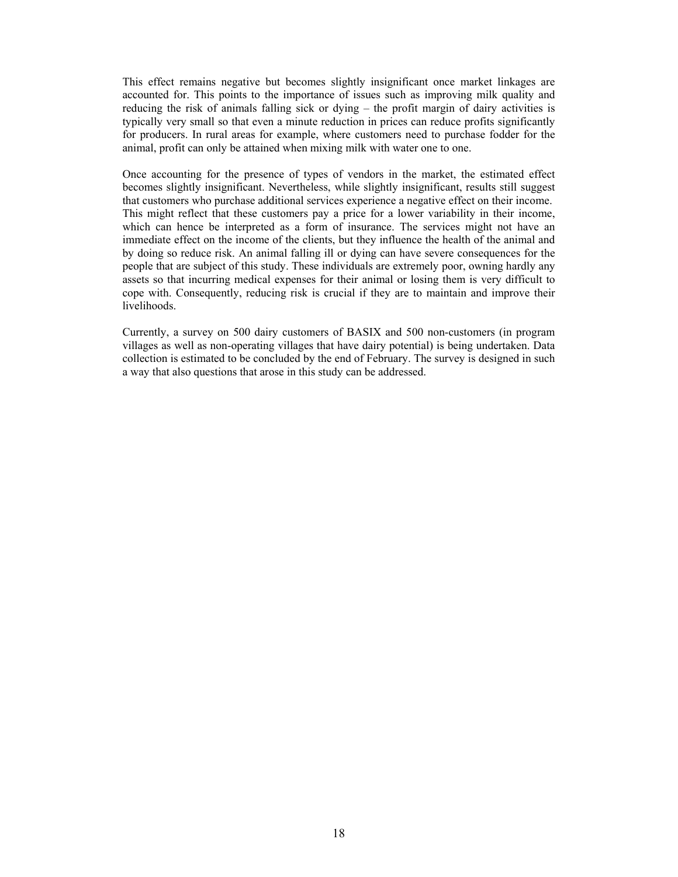This effect remains negative but becomes slightly insignificant once market linkages are accounted for. This points to the importance of issues such as improving milk quality and reducing the risk of animals falling sick or dying – the profit margin of dairy activities is typically very small so that even a minute reduction in prices can reduce profits significantly for producers. In rural areas for example, where customers need to purchase fodder for the animal, profit can only be attained when mixing milk with water one to one.

Once accounting for the presence of types of vendors in the market, the estimated effect becomes slightly insignificant. Nevertheless, while slightly insignificant, results still suggest that customers who purchase additional services experience a negative effect on their income. This might reflect that these customers pay a price for a lower variability in their income, which can hence be interpreted as a form of insurance. The services might not have an immediate effect on the income of the clients, but they influence the health of the animal and by doing so reduce risk. An animal falling ill or dying can have severe consequences for the people that are subject of this study. These individuals are extremely poor, owning hardly any assets so that incurring medical expenses for their animal or losing them is very difficult to cope with. Consequently, reducing risk is crucial if they are to maintain and improve their livelihoods.

Currently, a survey on 500 dairy customers of BASIX and 500 non-customers (in program villages as well as non-operating villages that have dairy potential) is being undertaken. Data collection is estimated to be concluded by the end of February. The survey is designed in such a way that also questions that arose in this study can be addressed.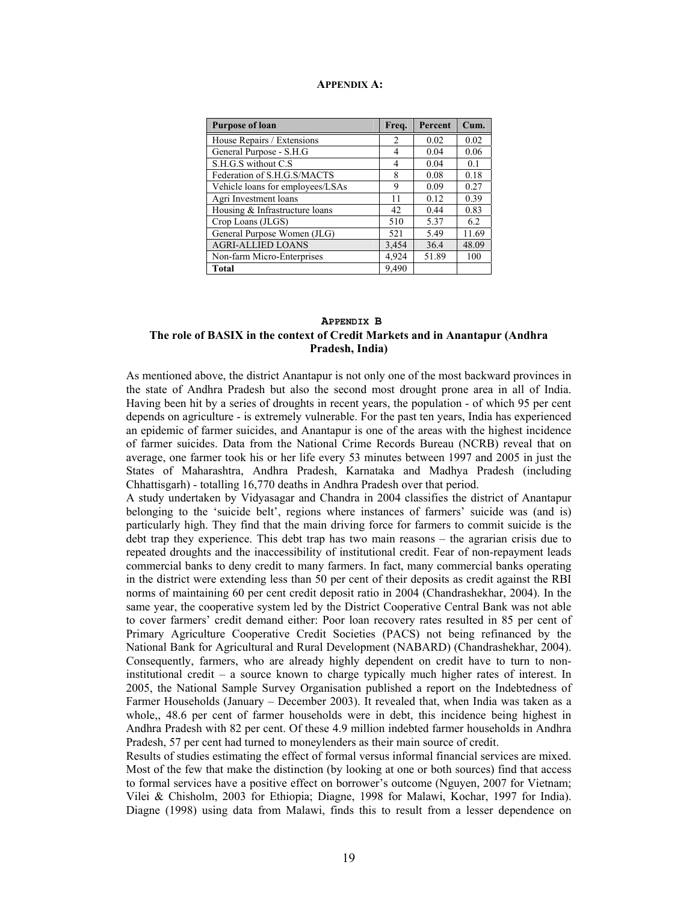**Appendix A:**

| Purpose of loan | Freq. | Percent | Cum. |
|---|---|---|---|
| House Repairs / Extensions | 2 | 0.02 | 0.02 |
| General Purpose - S.H.G | 4 | 0.04 | 0.06 |
| S.H.G.S without C.S | 4 | 0.04 | 0.1 |
| Federation of S.H.G.S/MACTS | 8 | 0.08 | 0.18 |
| Vehicle loans for employees/LSAs | 9 | 0.09 | 0.27 |
| Agri Investment loans | 11 | 0.12 | 0.39 |
| Housing & Infrastructure loans | 42 | 0.44 | 0.83 |
| Crop Loans (JLGS) | 510 | 5.37 | 6.2 |
| General Purpose Women (JLG) | 521 | 5.49 | 11.69 |
| AGRI-ALLIED LOANS | 3,454 | 36.4 | 48.09 |
| Non-farm Micro-Enterprises | 4,924 | 51.89 | 100 |
| **Total** | 9,490 | | |

**Appendix B**

**The role of BASIX in the context of Credit Markets and in Anantapur (Andhra Pradesh, India)**

As mentioned above, the district Anantapur is not only one of the most backward provinces in the state of Andhra Pradesh but also the second most drought prone area in all of India. Having been hit by a series of droughts in recent years, the population - of which 95 per cent depends on agriculture - is extremely vulnerable. For the past ten years, India has experienced an epidemic of farmer suicides, and Anantapur is one of the areas with the highest incidence of farmer suicides. Data from the National Crime Records Bureau (NCRB) reveal that on average, one farmer took his or her life every 53 minutes between 1997 and 2005 in just the States of Maharashtra, Andhra Pradesh, Karnataka and Madhya Pradesh (including Chhattisgarh) - totalling 16,770 deaths in Andhra Pradesh over that period.

A study undertaken by Vidyasagar and Chandra in 2004 classifies the district of Anantapur belonging to the 'suicide belt', regions where instances of farmers' suicide was (and is) particularly high. They find that the main driving force for farmers to commit suicide is the debt trap they experience. This debt trap has two main reasons – the agrarian crisis due to repeated droughts and the inaccessibility of institutional credit. Fear of non-repayment leads commercial banks to deny credit to many farmers. In fact, many commercial banks operating in the district were extending less than 50 per cent of their deposits as credit against the RBI norms of maintaining 60 per cent credit deposit ratio in 2004 (Chandrashekhar, 2004). In the same year, the cooperative system led by the District Cooperative Central Bank was not able to cover farmers' credit demand either: Poor loan recovery rates resulted in 85 per cent of Primary Agriculture Cooperative Credit Societies (PACS) not being refinanced by the National Bank for Agricultural and Rural Development (NABARD) (Chandrashekhar, 2004). Consequently, farmers, who are already highly dependent on credit have to turn to non-institutional credit – a source known to charge typically much higher rates of interest. In 2005, the National Sample Survey Organisation published a report on the Indebtedness of Farmer Households (January – December 2003). It revealed that, when India was taken as a whole,, 48.6 per cent of farmer households were in debt, this incidence being highest in Andhra Pradesh with 82 per cent. Of these 4.9 million indebted farmer households in Andhra Pradesh, 57 per cent had turned to moneylenders as their main source of credit.

Results of studies estimating the effect of formal versus informal financial services are mixed. Most of the few that make the distinction (by looking at one or both sources) find that access to formal services have a positive effect on borrower's outcome (Nguyen, 2007 for Vietnam; Vilei & Chisholm, 2003 for Ethiopia; Diagne, 1998 for Malawi, Kochar, 1997 for India). Diagne (1998) using data from Malawi, finds this to result from a lesser dependence on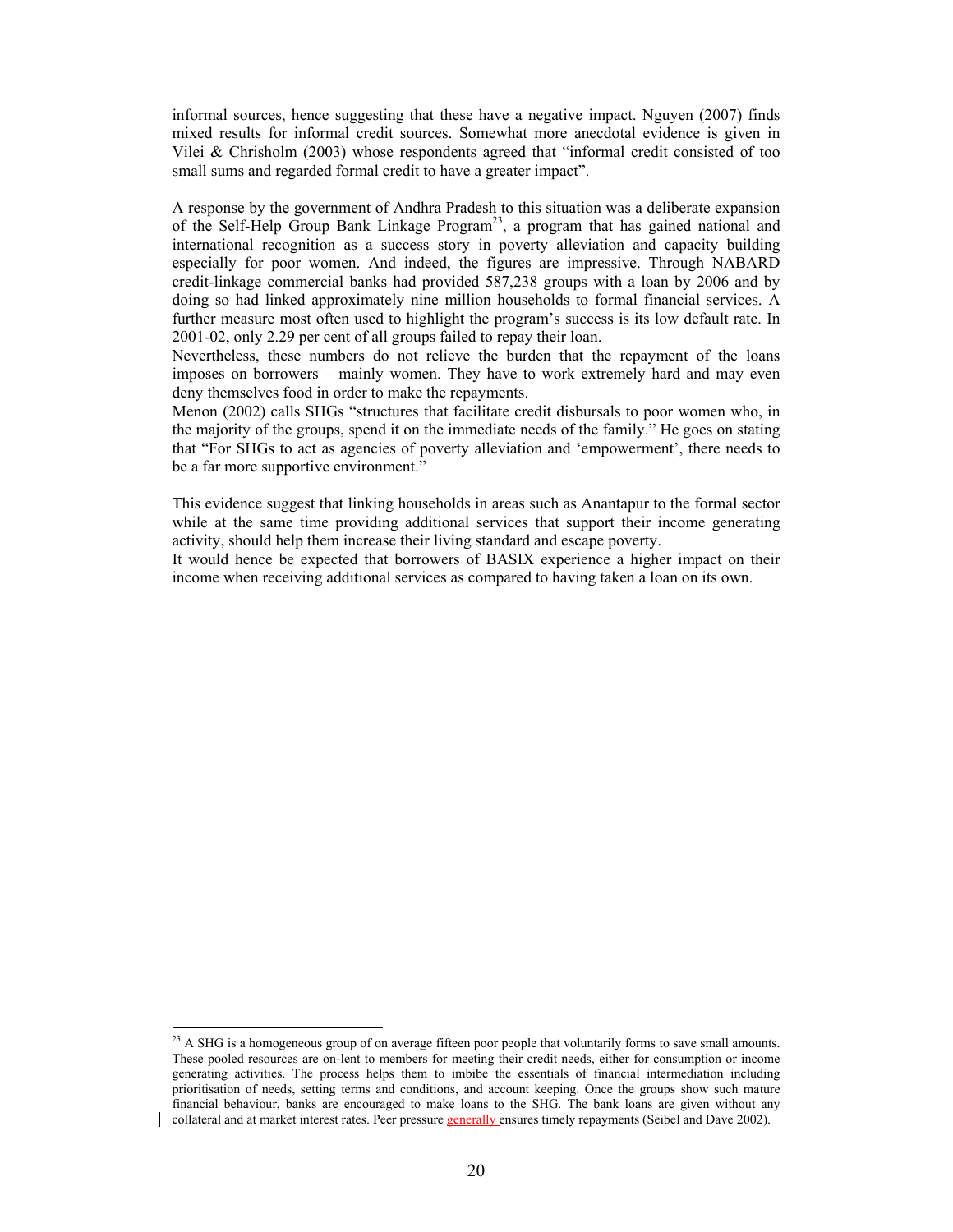informal sources, hence suggesting that these have a negative impact. Nguyen (2007) finds mixed results for informal credit sources. Somewhat more anecdotal evidence is given in Vilei & Chrisholm (2003) whose respondents agreed that "informal credit consisted of too small sums and regarded formal credit to have a greater impact".

A response by the government of Andhra Pradesh to this situation was a deliberate expansion of the Self-Help Group Bank Linkage Program[23], a program that has gained national and international recognition as a success story in poverty alleviation and capacity building especially for poor women. And indeed, the figures are impressive. Through NABARD credit-linkage commercial banks had provided 587,238 groups with a loan by 2006 and by doing so had linked approximately nine million households to formal financial services. A further measure most often used to highlight the program's success is its low default rate. In 2001-02, only 2.29 per cent of all groups failed to repay their loan.

Nevertheless, these numbers do not relieve the burden that the repayment of the loans imposes on borrowers – mainly women. They have to work extremely hard and may even deny themselves food in order to make the repayments.

Menon (2002) calls SHGs "structures that facilitate credit disbursals to poor women who, in the majority of the groups, spend it on the immediate needs of the family." He goes on stating that "For SHGs to act as agencies of poverty alleviation and 'empowerment', there needs to be a far more supportive environment."

This evidence suggest that linking households in areas such as Anantapur to the formal sector while at the same time providing additional services that support their income generating activity, should help them increase their living standard and escape poverty.

It would hence be expected that borrowers of BASIX experience a higher impact on their income when receiving additional services as compared to having taken a loan on its own.

---

[23] A SHG is a homogeneous group of on average fifteen poor people that voluntarily forms to save small amounts. These pooled resources are on-lent to members for meeting their credit needs, either for consumption or income generating activities. The process helps them to imbibe the essentials of financial intermediation including prioritisation of needs, setting terms and conditions, and account keeping. Once the groups show such mature financial behaviour, banks are encouraged to make loans to the SHG. The bank loans are given without any collateral and at market interest rates. Peer pressure generally ensures timely repayments (Seibel and Dave 2002).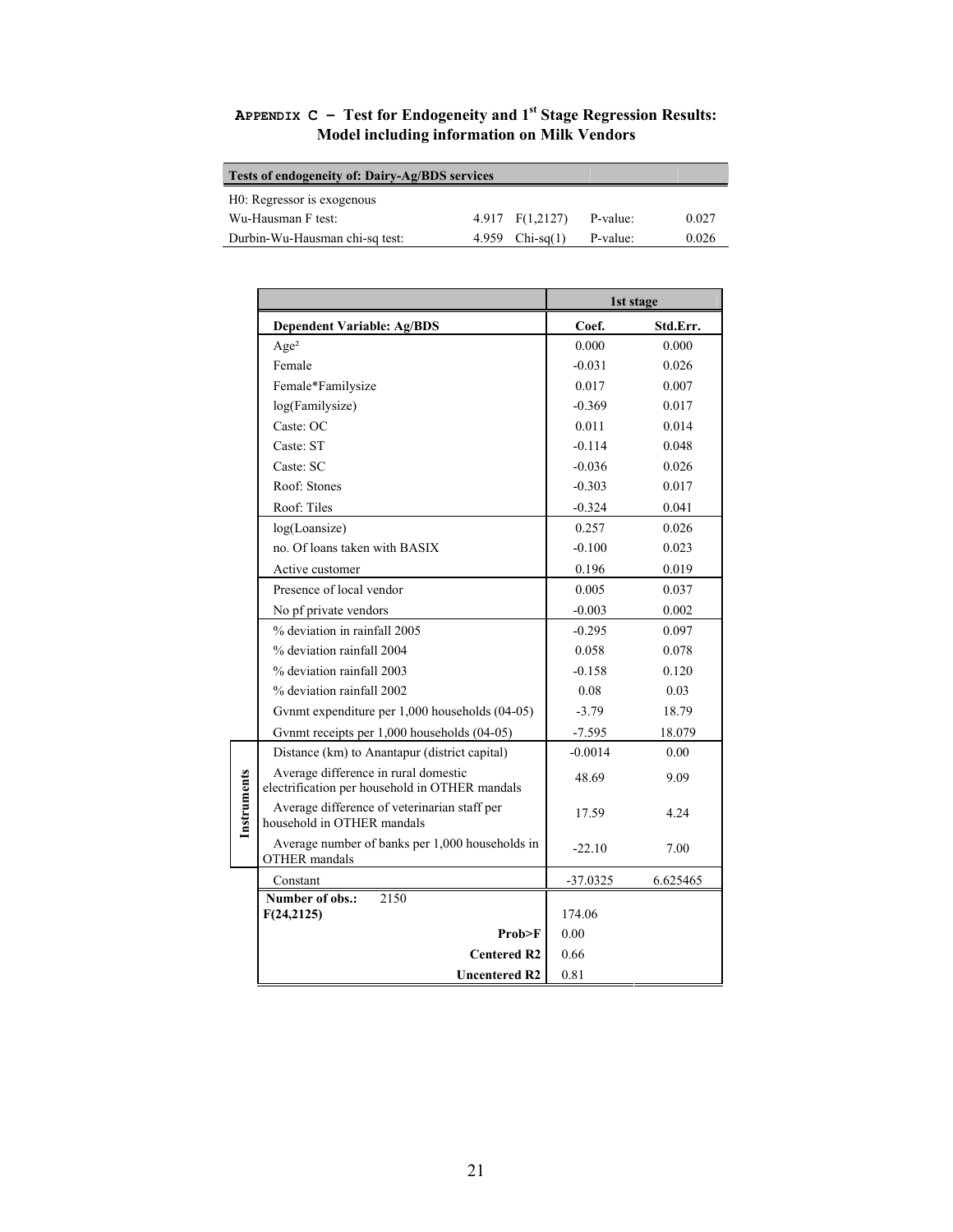## APPENDIX C – Test for Endogeneity and 1st Stage Regression Results: Model including information on Milk Vendors

| Tests of endogeneity of: Dairy-Ag/BDS services | | | | |
|---|---|---|---|---|
| H0: Regressor is exogenous | | | | |
| Wu-Hausman F test: | 4.917 | F(1,2127) | P-value: | 0.027 |
| Durbin-Wu-Hausman chi-sq test: | 4.959 | Chi-sq(1) | P-value: | 0.026 |

| | | 1st stage | |
|---|---|---|---|
| | **Dependent Variable: Ag/BDS** | **Coef.** | **Std.Err.** |
| | Age² | 0.000 | 0.000 |
| | Female | -0.031 | 0.026 |
| | Female*Familysize | 0.017 | 0.007 |
| | log(Familysize) | -0.369 | 0.017 |
| | Caste: OC | 0.011 | 0.014 |
| | Caste: ST | -0.114 | 0.048 |
| | Caste: SC | -0.036 | 0.026 |
| | Roof: Stones | -0.303 | 0.017 |
| | Roof: Tiles | -0.324 | 0.041 |
| | log(Loansize) | 0.257 | 0.026 |
| | no. Of loans taken with BASIX | -0.100 | 0.023 |
| | Active customer | 0.196 | 0.019 |
| | Presence of local vendor | 0.005 | 0.037 |
| | No pf private vendors | -0.003 | 0.002 |
| | % deviation in rainfall 2005 | -0.295 | 0.097 |
| | % deviation rainfall 2004 | 0.058 | 0.078 |
| | % deviation rainfall 2003 | -0.158 | 0.120 |
| | % deviation rainfall 2002 | 0.08 | 0.03 |
| | Gvnmt expenditure per 1,000 households (04-05) | -3.79 | 18.79 |
| | Gvnmt receipts per 1,000 households (04-05) | -7.595 | 18.079 |
| Instruments | Distance (km) to Anantapur (district capital) | -0.0014 | 0.00 |
| Instruments | Average difference in rural domestic electrification per household in OTHER mandals | 48.69 | 9.09 |
| Instruments | Average difference of veterinarian staff per household in OTHER mandals | 17.59 | 4.24 |
| Instruments | Average number of banks per 1,000 households in OTHER mandals | -22.10 | 7.00 |
| | Constant | -37.0325 | 6.625465 |
| | **Number of obs.:** 2150 | | |
| | **F(24,2125)** | 174.06 | |
| | **Prob>F** | 0.00 | |
| | **Centered R2** | 0.66 | |
| | **Uncentered R2** | 0.81 | |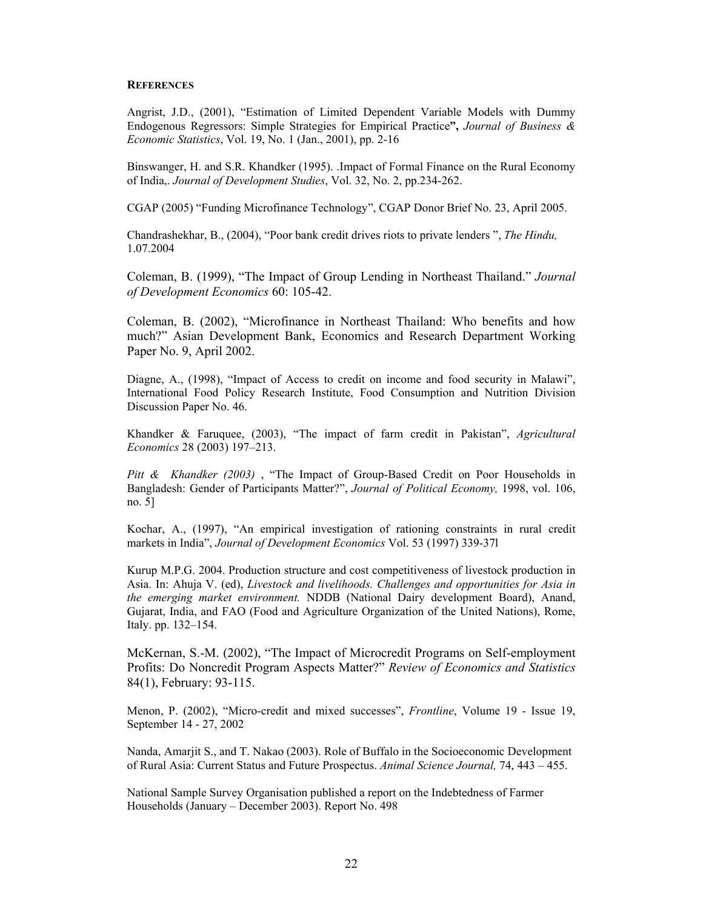**REFERENCES**

Angrist, J.D., (2001), "Estimation of Limited Dependent Variable Models with Dummy Endogenous Regressors: Simple Strategies for Empirical Practice**",** *Journal of Business & Economic Statistics*, Vol. 19, No. 1 (Jan., 2001), pp. 2-16

Binswanger, H. and S.R. Khandker (1995). .Impact of Formal Finance on the Rural Economy of India,. *Journal of Development Studies*, Vol. 32, No. 2, pp.234-262.

CGAP (2005) "Funding Microfinance Technology", CGAP Donor Brief No. 23, April 2005.

Chandrashekhar, B., (2004), "Poor bank credit drives riots to private lenders ", *The Hindu,* 1.07.2004

Coleman, B. (1999), "The Impact of Group Lending in Northeast Thailand." *Journal of Development Economics* 60: 105-42.

Coleman, B. (2002), "Microfinance in Northeast Thailand: Who benefits and how much?" Asian Development Bank, Economics and Research Department Working Paper No. 9, April 2002.

Diagne, A., (1998), "Impact of Access to credit on income and food security in Malawi", International Food Policy Research Institute, Food Consumption and Nutrition Division Discussion Paper No. 46.

Khandker & Faruquee, (2003), "The impact of farm credit in Pakistan", *Agricultural Economics* 28 (2003) 197–213.

*Pitt & Khandker (2003)* , "The Impact of Group-Based Credit on Poor Households in Bangladesh: Gender of Participants Matter?", *Journal of Political Economy,* 1998, vol. 106, no. 5]

Kochar, A., (1997), "An empirical investigation of rationing constraints in rural credit markets in India", *Journal of Development Economics* Vol. 53 (1997) 339-37l

Kurup M.P.G. 2004. Production structure and cost competitiveness of livestock production in Asia. In: Ahuja V. (ed), *Livestock and livelihoods. Challenges and opportunities for Asia in the emerging market environment.* NDDB (National Dairy development Board), Anand, Gujarat, India, and FAO (Food and Agriculture Organization of the United Nations), Rome, Italy. pp. 132–154.

McKernan, S.-M. (2002), "The Impact of Microcredit Programs on Self-employment Profits: Do Noncredit Program Aspects Matter?" *Review of Economics and Statistics* 84(1), February: 93-115.

Menon, P. (2002), "Micro-credit and mixed successes", *Frontline*, Volume 19 - Issue 19, September 14 - 27, 2002

Nanda, Amarjit S., and T. Nakao (2003). Role of Buffalo in the Socioeconomic Development of Rural Asia: Current Status and Future Prospectus. *Animal Science Journal,* 74, 443 – 455.

National Sample Survey Organisation published a report on the Indebtedness of Farmer Households (January – December 2003). Report No. 498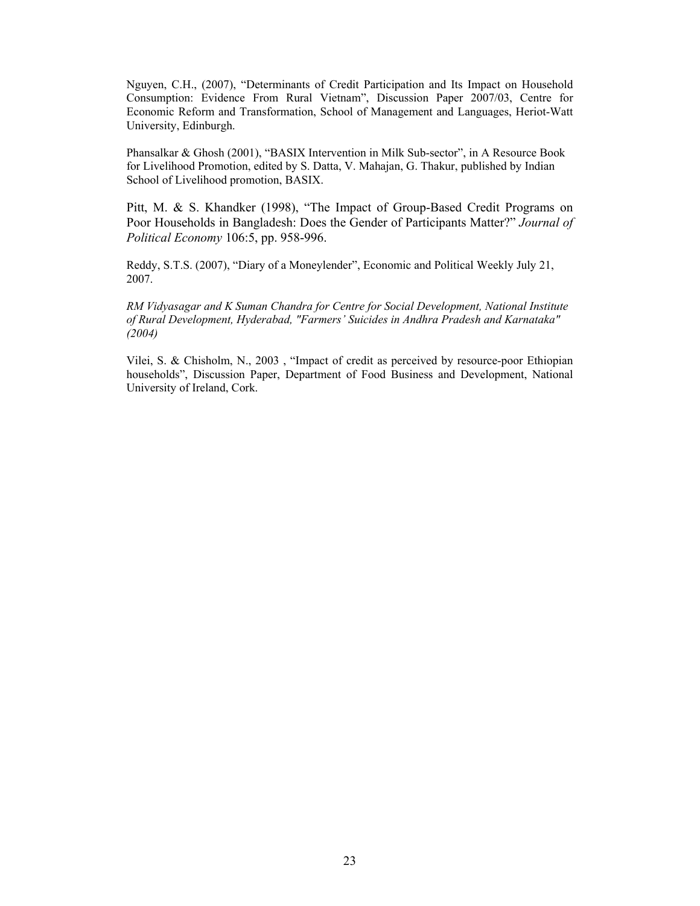Nguyen, C.H., (2007), "Determinants of Credit Participation and Its Impact on Household Consumption: Evidence From Rural Vietnam", Discussion Paper 2007/03, Centre for Economic Reform and Transformation, School of Management and Languages, Heriot-Watt University, Edinburgh.

Phansalkar & Ghosh (2001), "BASIX Intervention in Milk Sub-sector", in A Resource Book for Livelihood Promotion, edited by S. Datta, V. Mahajan, G. Thakur, published by Indian School of Livelihood promotion, BASIX.

Pitt, M. & S. Khandker (1998), "The Impact of Group-Based Credit Programs on Poor Households in Bangladesh: Does the Gender of Participants Matter?" *Journal of Political Economy* 106:5, pp. 958-996.

Reddy, S.T.S. (2007), "Diary of a Moneylender", Economic and Political Weekly July 21, 2007.

*RM Vidyasagar and K Suman Chandra for Centre for Social Development, National Institute of Rural Development, Hyderabad, "Farmers' Suicides in Andhra Pradesh and Karnataka" (2004)*

Vilei, S. & Chisholm, N., 2003 , "Impact of credit as perceived by resource-poor Ethiopian households", Discussion Paper, Department of Food Business and Development, National University of Ireland, Cork.